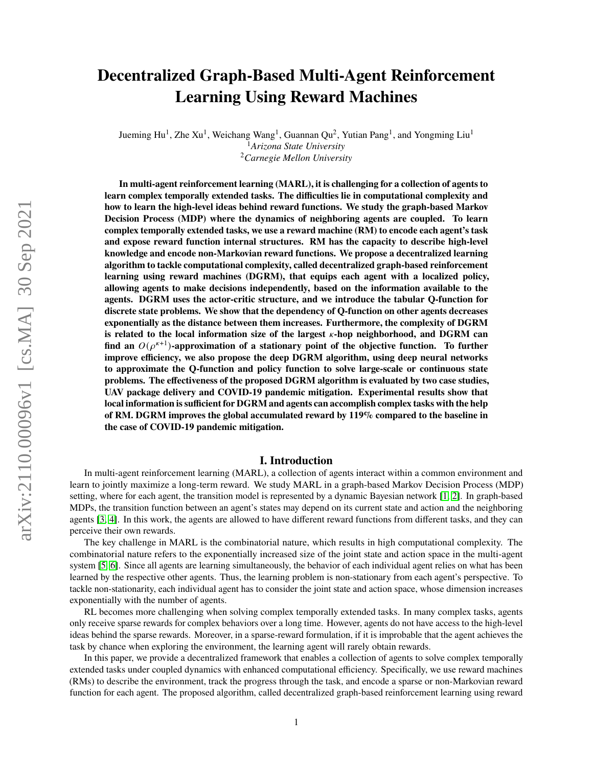# Decentralized Graph-Based Multi-Agent Reinforcement Learning Using Reward Machines

Jueming Hu[1], Zhe Xu[1], Weichang Wang[1], Guannan Qu[2], Yutian Pang[1], and Yongming Liu[1]

[1] *Arizona State University*

[2] *Carnegie Mellon University*

**In multi-agent reinforcement learning (MARL), it is challenging for a collection of agents to learn complex temporally extended tasks. The difficulties lie in computational complexity and how to learn the high-level ideas behind reward functions. We study the graph-based Markov Decision Process (MDP) where the dynamics of neighboring agents are coupled. To learn complex temporally extended tasks, we use a reward machine (RM) to encode each agent's task and expose reward function internal structures. RM has the capacity to describe high-level knowledge and encode non-Markovian reward functions. We propose a decentralized learning algorithm to tackle computational complexity, called decentralized graph-based reinforcement learning using reward machines (DGRM), that equips each agent with a localized policy, allowing agents to make decisions independently, based on the information available to the agents. DGRM uses the actor-critic structure, and we introduce the tabular Q-function for discrete state problems. We show that the dependency of Q-function on other agents decreases exponentially as the distance between them increases. Furthermore, the complexity of DGRM is related to the local information size of the largest $\kappa$-hop neighborhood, and DGRM can find an $O(\rho^{\kappa+1})$-approximation of a stationary point of the objective function. To further improve efficiency, we also propose the deep DGRM algorithm, using deep neural networks to approximate the Q-function and policy function to solve large-scale or continuous state problems. The effectiveness of the proposed DGRM algorithm is evaluated by two case studies, UAV package delivery and COVID-19 pandemic mitigation. Experimental results show that local information is sufficient for DGRM and agents can accomplish complex tasks with the help of RM. DGRM improves the global accumulated reward by 119% compared to the baseline in the case of COVID-19 pandemic mitigation.**

## I. Introduction

In multi-agent reinforcement learning (MARL), a collection of agents interact within a common environment and learn to jointly maximize a long-term reward. We study MARL in a graph-based Markov Decision Process (MDP) setting, where for each agent, the transition model is represented by a dynamic Bayesian network [1, 2]. In graph-based MDPs, the transition function between an agent's states may depend on its current state and action and the neighboring agents [3, 4]. In this work, the agents are allowed to have different reward functions from different tasks, and they can perceive their own rewards.

The key challenge in MARL is the combinatorial nature, which results in high computational complexity. The combinatorial nature refers to the exponentially increased size of the joint state and action space in the multi-agent system [5, 6]. Since all agents are learning simultaneously, the behavior of each individual agent relies on what has been learned by the respective other agents. Thus, the learning problem is non-stationary from each agent's perspective. To tackle non-stationarity, each individual agent has to consider the joint state and action space, whose dimension increases exponentially with the number of agents.

RL becomes more challenging when solving complex temporally extended tasks. In many complex tasks, agents only receive sparse rewards for complex behaviors over a long time. However, agents do not have access to the high-level ideas behind the sparse rewards. Moreover, in a sparse-reward formulation, if it is improbable that the agent achieves the task by chance when exploring the environment, the learning agent will rarely obtain rewards.

In this paper, we provide a decentralized framework that enables a collection of agents to solve complex temporally extended tasks under coupled dynamics with enhanced computational efficiency. Specifically, we use reward machines (RMs) to describe the environment, track the progress through the task, and encode a sparse or non-Markovian reward function for each agent. The proposed algorithm, called decentralized graph-based reinforcement learning using reward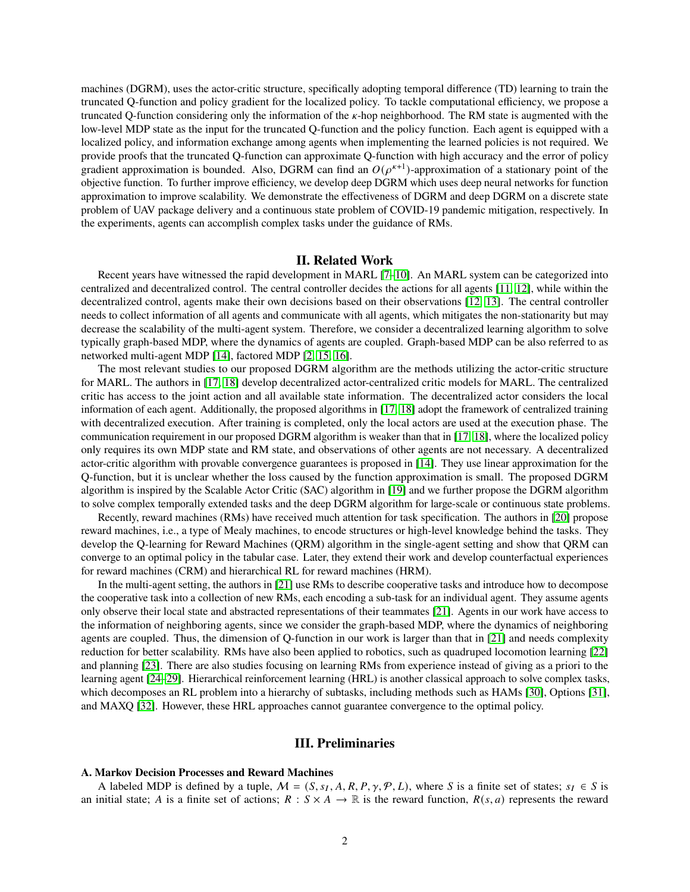machines (DGRM), uses the actor-critic structure, specifically adopting temporal difference (TD) learning to train the truncated Q-function and policy gradient for the localized policy. To tackle computational efficiency, we propose a truncated Q-function considering only the information of the $\kappa$-hop neighborhood. The RM state is augmented with the low-level MDP state as the input for the truncated Q-function and the policy function. Each agent is equipped with a localized policy, and information exchange among agents when implementing the learned policies is not required. We provide proofs that the truncated Q-function can approximate Q-function with high accuracy and the error of policy gradient approximation is bounded. Also, DGRM can find an $O(\rho^{\kappa+1})$-approximation of a stationary point of the objective function. To further improve efficiency, we develop deep DGRM which uses deep neural networks for function approximation to improve scalability. We demonstrate the effectiveness of DGRM and deep DGRM on a discrete state problem of UAV package delivery and a continuous state problem of COVID-19 pandemic mitigation, respectively. In the experiments, agents can accomplish complex tasks under the guidance of RMs.

## II. Related Work

Recent years have witnessed the rapid development in MARL [7–10]. An MARL system can be categorized into centralized and decentralized control. The central controller decides the actions for all agents [11, 12], while within the decentralized control, agents make their own decisions based on their observations [12, 13]. The central controller needs to collect information of all agents and communicate with all agents, which mitigates the non-stationarity but may decrease the scalability of the multi-agent system. Therefore, we consider a decentralized learning algorithm to solve typically graph-based MDP, where the dynamics of agents are coupled. Graph-based MDP can be also referred to as networked multi-agent MDP [14], factored MDP [2, 15, 16].

The most relevant studies to our proposed DGRM algorithm are the methods utilizing the actor-critic structure for MARL. The authors in [17, 18] develop decentralized actor-centralized critic models for MARL. The centralized critic has access to the joint action and all available state information. The decentralized actor considers the local information of each agent. Additionally, the proposed algorithms in [17, 18] adopt the framework of centralized training with decentralized execution. After training is completed, only the local actors are used at the execution phase. The communication requirement in our proposed DGRM algorithm is weaker than that in [17, 18], where the localized policy only requires its own MDP state and RM state, and observations of other agents are not necessary. A decentralized actor-critic algorithm with provable convergence guarantees is proposed in [14]. They use linear approximation for the Q-function, but it is unclear whether the loss caused by the function approximation is small. The proposed DGRM algorithm is inspired by the Scalable Actor Critic (SAC) algorithm in [19] and we further propose the DGRM algorithm to solve complex temporally extended tasks and the deep DGRM algorithm for large-scale or continuous state problems.

Recently, reward machines (RMs) have received much attention for task specification. The authors in [20] propose reward machines, i.e., a type of Mealy machines, to encode structures or high-level knowledge behind the tasks. They develop the Q-learning for Reward Machines (QRM) algorithm in the single-agent setting and show that QRM can converge to an optimal policy in the tabular case. Later, they extend their work and develop counterfactual experiences for reward machines (CRM) and hierarchical RL for reward machines (HRM).

In the multi-agent setting, the authors in [21] use RMs to describe cooperative tasks and introduce how to decompose the cooperative task into a collection of new RMs, each encoding a sub-task for an individual agent. They assume agents only observe their local state and abstracted representations of their teammates [21]. Agents in our work have access to the information of neighboring agents, since we consider the graph-based MDP, where the dynamics of neighboring agents are coupled. Thus, the dimension of Q-function in our work is larger than that in [21] and needs complexity reduction for better scalability. RMs have also been applied to robotics, such as quadruped locomotion learning [22] and planning [23]. There are also studies focusing on learning RMs from experience instead of giving as a priori to the learning agent [24–29]. Hierarchical reinforcement learning (HRL) is another classical approach to solve complex tasks, which decomposes an RL problem into a hierarchy of subtasks, including methods such as HAMs [30], Options [31], and MAXQ [32]. However, these HRL approaches cannot guarantee convergence to the optimal policy.

## III. Preliminaries

### A. Markov Decision Processes and Reward Machines

A labeled MDP is defined by a tuple, $\mathcal{M} = (S, s_I, A, R, P, \gamma, \mathcal{P}, L)$, where $S$ is a finite set of states; $s_I \in S$ is an initial state; $A$ is a finite set of actions; $R : S \times A \to \mathbb{R}$ is the reward function, $R(s, a)$ represents the reward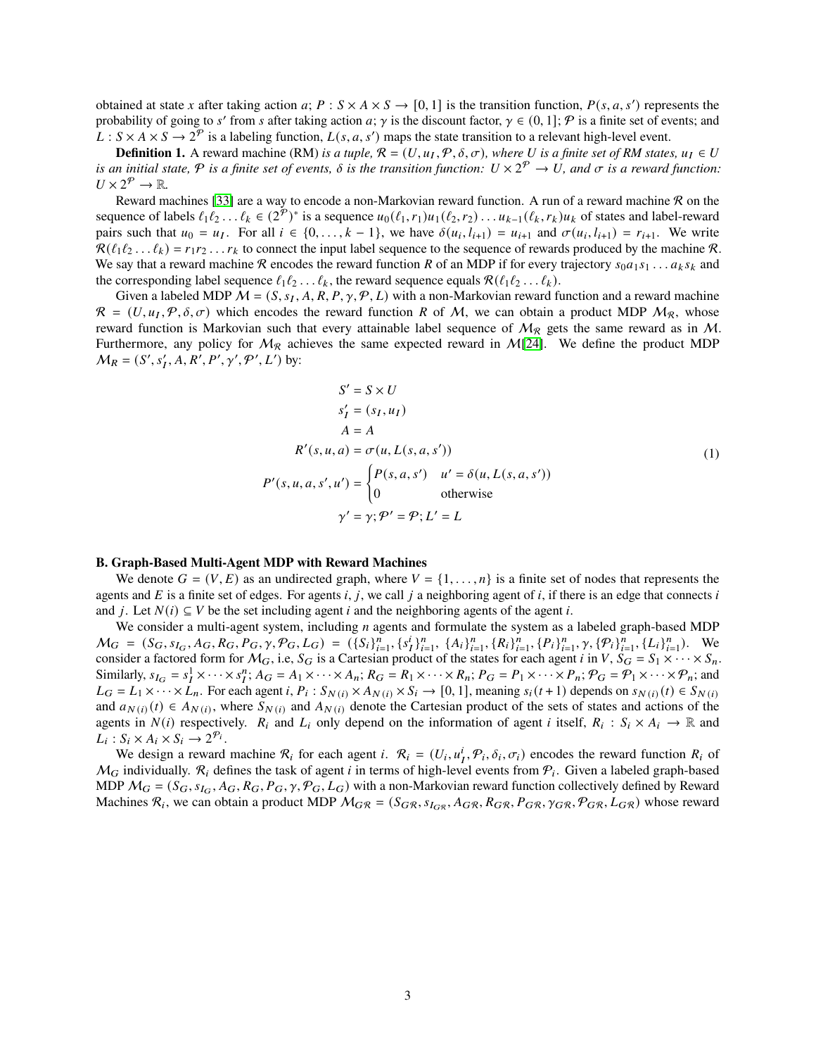obtained at state $x$ after taking action $a$; $P : S \times A \times S \to [0, 1]$ is the transition function, $P(s, a, s')$ represents the probability of going to $s'$ from $s$ after taking action $a$; $\gamma$ is the discount factor, $\gamma \in (0, 1]$; $\mathcal{P}$ is a finite set of events; and $L : S \times A \times S \to 2^{\mathcal{P}}$ is a labeling function, $L(s, a, s')$ maps the state transition to a relevant high-level event.

**Definition 1.** *A reward machine (RM) is a tuple, $\mathcal{R} = (U, u_I, \mathcal{P}, \delta, \sigma)$, where $U$ is a finite set of RM states, $u_I \in U$ is an initial state, $\mathcal{P}$ is a finite set of events, $\delta$ is the transition function: $U \times 2^{\mathcal{P}} \to U$, and $\sigma$ is a reward function: $U \times 2^{\mathcal{P}} \to \mathbb{R}$.*

Reward machines [33] are a way to encode a non-Markovian reward function. A run of a reward machine $\mathcal{R}$ on the sequence of labels $\ell_1\ell_2 \ldots \ell_k \in (2^{\mathcal{P}})^*$ is a sequence $u_0(\ell_1, r_1)u_1(\ell_2, r_2) \ldots u_{k-1}(\ell_k, r_k)u_k$ of states and label-reward pairs such that $u_0 = u_I$. For all $i \in \{0, \ldots, k-1\}$, we have $\delta(u_i, l_{i+1}) = u_{i+1}$ and $\sigma(u_i, l_{i+1}) = r_{i+1}$. We write $\mathcal{R}(\ell_1\ell_2 \ldots \ell_k) = r_1 r_2 \ldots r_k$ to connect the input label sequence to the sequence of rewards produced by the machine $\mathcal{R}$. We say that a reward machine $\mathcal{R}$ encodes the reward function $R$ of an MDP if for every trajectory $s_0 a_1 s_1 \ldots a_k s_k$ and the corresponding label sequence $\ell_1\ell_2 \ldots \ell_k$, the reward sequence equals $\mathcal{R}(\ell_1\ell_2 \ldots \ell_k)$.

Given a labeled MDP $\mathcal{M} = (S, s_I, A, R, P, \gamma, \mathcal{P}, L)$ with a non-Markovian reward function and a reward machine $\mathcal{R} = (U, u_I, \mathcal{P}, \delta, \sigma)$ which encodes the reward function $R$ of $\mathcal{M}$, we can obtain a product MDP $\mathcal{M}_{\mathcal{R}}$, whose reward function is Markovian such that every attainable label sequence of $\mathcal{M}_{\mathcal{R}}$ gets the same reward as in $\mathcal{M}$. Furthermore, any policy for $\mathcal{M}_{\mathcal{R}}$ achieves the same expected reward in $\mathcal{M}$[24]. We define the product MDP $\mathcal{M}_R = (S', s'_I, A, R', P', \gamma', \mathcal{P}', L')$ by:

$$
\begin{aligned}
S' &= S \times U \\
s'_I &= (s_I, u_I) \\
A &= A \\
R'(s, u, a) &= \sigma(u, L(s, a, s')) \\
P'(s, u, a, s', u') &= \begin{cases} P(s, a, s') & u' = \delta(u, L(s, a, s')) \\ 0 & \text{otherwise} \end{cases} \\
\gamma' &= \gamma; \mathcal{P}' = \mathcal{P}; L' = L
\end{aligned}
\tag{1}
$$

### B. Graph-Based Multi-Agent MDP with Reward Machines

We denote $G = (V, E)$ as an undirected graph, where $V = \{1, \ldots, n\}$ is a finite set of nodes that represents the agents and $E$ is a finite set of edges. For agents $i, j$, we call $j$ a neighboring agent of $i$, if there is an edge that connects $i$ and $j$. Let $N(i) \subseteq V$ be the set including agent $i$ and the neighboring agents of the agent $i$.

We consider a multi-agent system, including $n$ agents and formulate the system as a labeled graph-based MDP $\mathcal{M}_G = (S_G, s_{I_G}, A_G, R_G, P_G, \gamma, \mathcal{P}_G, L_G) = (\{S_i\}_{i=1}^n, \{s_I^i\}_{i=1}^n, \{A_i\}_{i=1}^n, \{R_i\}_{i=1}^n, \{P_i\}_{i=1}^n, \gamma, \{\mathcal{P}_i\}_{i=1}^n, \{L_i\}_{i=1}^n)$. We consider a factored form for $\mathcal{M}_G$, i.e, $S_G$ is a Cartesian product of the states for each agent $i$ in $V$, $S_G = S_1 \times \cdots \times S_n$. Similarly, $s_{I_G} = s_I^1 \times \cdots \times s_I^n$; $A_G = A_1 \times \cdots \times A_n$; $R_G = R_1 \times \cdots \times R_n$; $P_G = P_1 \times \cdots \times P_n$; $\mathcal{P}_G = \mathcal{P}_1 \times \cdots \times \mathcal{P}_n$; and $L_G = L_1 \times \cdots \times L_n$. For each agent $i$, $P_i : S_{N(i)} \times A_{N(i)} \times S_i \to [0, 1]$, meaning $s_i(t+1)$ depends on $s_{N(i)}(t) \in S_{N(i)}$ and $a_{N(i)}(t) \in A_{N(i)}$, where $S_{N(i)}$ and $A_{N(i)}$ denote the Cartesian product of the sets of states and actions of the agents in $N(i)$ respectively. $R_i$ and $L_i$ only depend on the information of agent $i$ itself, $R_i : S_i \times A_i \to \mathbb{R}$ and $L_i : S_i \times A_i \times S_i \to 2^{\mathcal{P}_i}$.

We design a reward machine $\mathcal{R}_i$ for each agent $i$. $\mathcal{R}_i = (U_i, u_I^i, \mathcal{P}_i, \delta_i, \sigma_i)$ encodes the reward function $R_i$ of $\mathcal{M}_G$ individually. $\mathcal{R}_i$ defines the task of agent $i$ in terms of high-level events from $\mathcal{P}_i$. Given a labeled graph-based MDP $\mathcal{M}_G = (S_G, s_{I_G}, A_G, R_G, P_G, \gamma, \mathcal{P}_G, L_G)$ with a non-Markovian reward function collectively defined by Reward Machines $\mathcal{R}_i$, we can obtain a product MDP $\mathcal{M}_{G\mathcal{R}} = (S_{G\mathcal{R}}, s_{I_{G\mathcal{R}}}, A_{G\mathcal{R}}, R_{G\mathcal{R}}, P_{G\mathcal{R}}, \gamma_{G\mathcal{R}}, \mathcal{P}_{G\mathcal{R}}, L_{G\mathcal{R}})$ whose reward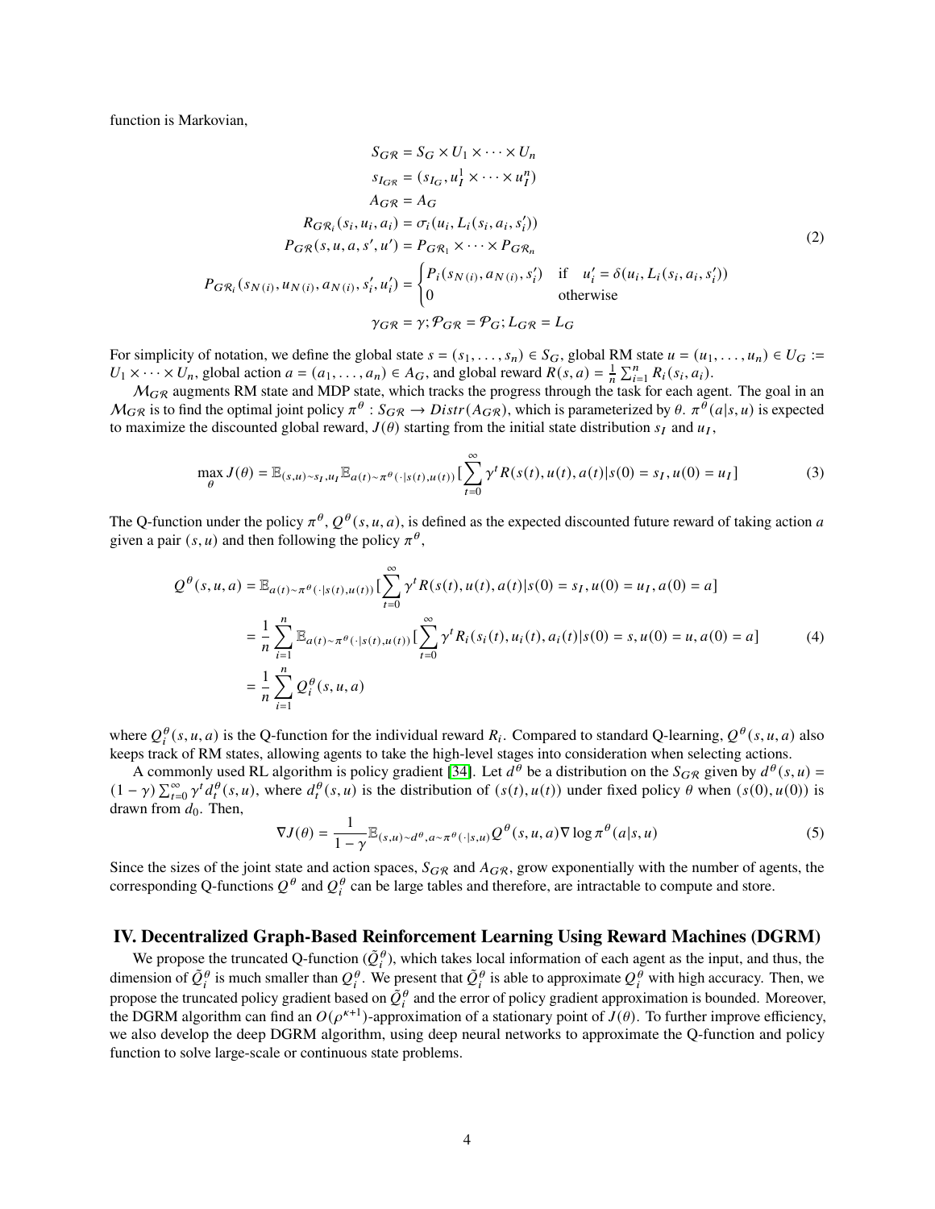function is Markovian,

$$
\begin{aligned}
S_{G\mathcal{R}} &= S_G \times U_1 \times \cdots \times U_n \\
s_{I_{G\mathcal{R}}} &= (s_{I_G}, u_I^1 \times \cdots \times u_I^n) \\
A_{G\mathcal{R}} &= A_G \\
R_{G\mathcal{R}_i}(s_i, u_i, a_i) &= \sigma_i(u_i, L_i(s_i, a_i, s_i')) \\
P_{G\mathcal{R}}(s, u, a, s', u') &= P_{G\mathcal{R}_1} \times \cdots \times P_{G\mathcal{R}_n} \\
P_{G\mathcal{R}_i}(s_{N(i)}, u_{N(i)}, a_{N(i)}, s_i', u_i') &= \begin{cases} P_i(s_{N(i)}, a_{N(i)}, s_i') & \text{if} \quad u_i' = \delta(u_i, L_i(s_i, a_i, s_i')) \\ 0 & \text{otherwise} \end{cases} \\
\gamma_{G\mathcal{R}} &= \gamma; \mathcal{P}_{G\mathcal{R}} = \mathcal{P}_G; L_{G\mathcal{R}} = L_G
\end{aligned}
\tag{2}
$$

For simplicity of notation, we define the global state $s = (s_1, \ldots, s_n) \in S_G$, global RM state $u = (u_1, \ldots, u_n) \in U_G := U_1 \times \cdots \times U_n$, global action $a = (a_1, \ldots, a_n) \in A_G$, and global reward $R(s, a) = \frac{1}{n}\sum_{i=1}^{n} R_i(s_i, a_i)$.

$\mathcal{M}_{G\mathcal{R}}$ augments RM state and MDP state, which tracks the progress through the task for each agent. The goal in an $\mathcal{M}_{G\mathcal{R}}$ is to find the optimal joint policy $\pi^\theta : S_{G\mathcal{R}} \to Distr(A_{G\mathcal{R}})$, which is parameterized by $\theta$. $\pi^\theta(a|s, u)$ is expected to maximize the discounted global reward, $J(\theta)$ starting from the initial state distribution $s_I$ and $u_I$,

$$
\max_\theta J(\theta) = \mathbb{E}_{(s,u)\sim s_I, u_I}\mathbb{E}_{a(t)\sim\pi^\theta(\cdot|s(t),u(t))}[\sum_{t=0}^{\infty}\gamma^t R(s(t), u(t), a(t)|s(0) = s_I, u(0) = u_I] \tag{3}
$$

The Q-function under the policy $\pi^\theta$, $Q^\theta(s, u, a)$, is defined as the expected discounted future reward of taking action $a$ given a pair $(s, u)$ and then following the policy $\pi^\theta$,

$$
\begin{aligned}
Q^\theta(s, u, a) &= \mathbb{E}_{a(t)\sim\pi^\theta(\cdot|s(t),u(t))}[\sum_{t=0}^{\infty}\gamma^t R(s(t), u(t), a(t)|s(0) = s_I, u(0) = u_I, a(0) = a] \\
&= \frac{1}{n}\sum_{i=1}^{n}\mathbb{E}_{a(t)\sim\pi^\theta(\cdot|s(t),u(t))}[\sum_{t=0}^{\infty}\gamma^t R_i(s_i(t), u_i(t), a_i(t)|s(0) = s, u(0) = u, a(0) = a] \\
&= \frac{1}{n}\sum_{i=1}^{n} Q_i^\theta(s, u, a)
\end{aligned}
\tag{4}
$$

where $Q_i^\theta(s, u, a)$ is the Q-function for the individual reward $R_i$. Compared to standard Q-learning, $Q^\theta(s, u, a)$ also keeps track of RM states, allowing agents to take the high-level stages into consideration when selecting actions.

A commonly used RL algorithm is policy gradient [34]. Let $d^\theta$ be a distribution on the $S_{G\mathcal{R}}$ given by $d^\theta(s, u) = (1-\gamma)\sum_{t=0}^{\infty}\gamma^t d_t^\theta(s, u)$, where $d_t^\theta(s, u)$ is the distribution of $(s(t), u(t))$ under fixed policy $\theta$ when $(s(0), u(0))$ is drawn from $d_0$. Then,

$$
\nabla J(\theta) = \frac{1}{1-\gamma}\mathbb{E}_{(s,u)\sim d^\theta, a\sim\pi^\theta(\cdot|s,u)} Q^\theta(s, u, a)\nabla\log\pi^\theta(a|s, u) \tag{5}
$$

Since the sizes of the joint state and action spaces, $S_{G\mathcal{R}}$ and $A_{G\mathcal{R}}$, grow exponentially with the number of agents, the corresponding Q-functions $Q^\theta$ and $Q_i^\theta$ can be large tables and therefore, are intractable to compute and store.

## IV. Decentralized Graph-Based Reinforcement Learning Using Reward Machines (DGRM)

We propose the truncated Q-function ($\tilde{Q}_i^\theta$), which takes local information of each agent as the input, and thus, the dimension of $\tilde{Q}_i^\theta$ is much smaller than $Q_i^\theta$. We present that $\tilde{Q}_i^\theta$ is able to approximate $Q_i^\theta$ with high accuracy. Then, we propose the truncated policy gradient based on $\tilde{Q}_i^\theta$ and the error of policy gradient approximation is bounded. Moreover, the DGRM algorithm can find an $O(\rho^{\kappa+1})$-approximation of a stationary point of $J(\theta)$. To further improve efficiency, we also develop the deep DGRM algorithm, using deep neural networks to approximate the Q-function and policy function to solve large-scale or continuous state problems.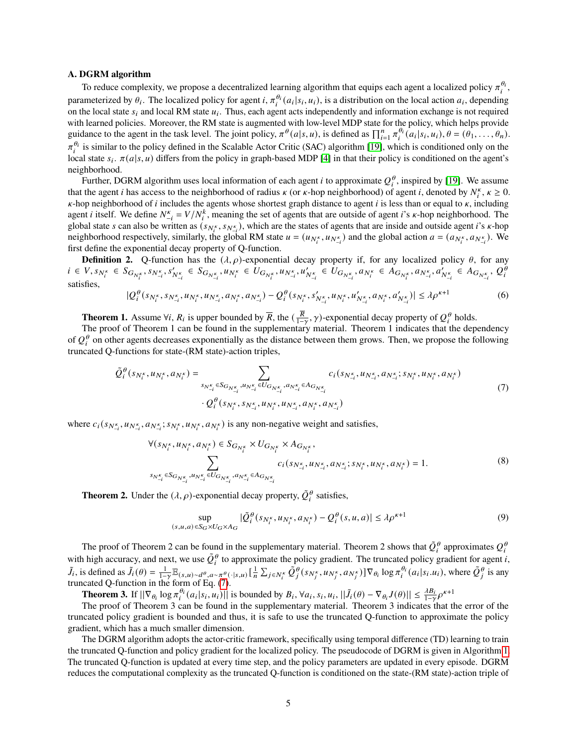### A. DGRM algorithm

To reduce complexity, we propose a decentralized learning algorithm that equips each agent a localized policy $\pi_i^{\theta_i}$, parameterized by $\theta_i$. The localized policy for agent $i$, $\pi_i^{\theta_i}(a_i|s_i, u_i)$, is a distribution on the local action $a_i$, depending on the local state $s_i$ and local RM state $u_i$. Thus, each agent acts independently and information exchange is not required with learned policies. Moreover, the RM state is augmented with low-level MDP state for the policy, which helps provide guidance to the agent in the task level. The joint policy, $\pi^\theta(a|s, u)$, is defined as $\prod_{i=1}^n \pi_i^{\theta_i}(a_i|s_i, u_i), \theta = (\theta_1, \dots, \theta_n)$. $\pi_i^{\theta_i}$ is similar to the policy defined in the Scalable Actor Critic (SAC) algorithm [19], which is conditioned only on the local state $s_i$. $\pi(a|s, u)$ differs from the policy in graph-based MDP [4] in that their policy is conditioned on the agent's neighborhood.

Further, DGRM algorithm uses local information of each agent $i$ to approximate $Q_i^\theta$, inspired by [19]. We assume that the agent $i$ has access to the neighborhood of radius $\kappa$ (or $\kappa$-hop neighborhood) of agent $i$, denoted by $N_i^\kappa$, $\kappa \geq 0$. $\kappa$-hop neighborhood of $i$ includes the agents whose shortest graph distance to agent $i$ is less than or equal to $\kappa$, including agent $i$ itself. We define $N_{-i}^\kappa = V/N_i^k$, meaning the set of agents that are outside of agent $i$'s $\kappa$-hop neighborhood. The global state $s$ can also be written as $(s_{N_i^\kappa}, s_{N_{-i}^\kappa})$, which are the states of agents that are inside and outside agent $i$'s $\kappa$-hop neighborhood respectively, similarly, the global RM state $u = (u_{N_i^\kappa}, u_{N_{-i}^\kappa})$ and the global action $a = (a_{N_i^\kappa}, a_{N_{-i}^\kappa})$. We first define the exponential decay property of Q-function.

**Definition 2.** Q-function has the $(\lambda, \rho)$-exponential decay property if, for any localized policy $\theta$, for any $i \in V, s_{N_i^\kappa} \in S_{G_{N_i^\kappa}}, s_{N_{-i}^\kappa}, s'_{N_{-i}^\kappa} \in S_{G_{N_{-i}^\kappa}}, u_{N_i^\kappa} \in U_{G_{N_i^\kappa}}, u_{N_{-i}^\kappa}, u'_{N_{-i}^\kappa} \in U_{G_{N_{-i}^\kappa}}, a_{N_i^\kappa} \in A_{G_{N_i^\kappa}}, a_{N_{-i}^\kappa}, a'_{N_{-i}^\kappa} \in A_{G_{N_{-i}^\kappa}}$, $Q_i^\theta$ satisfies,

$$|Q_i^\theta(s_{N_i^\kappa}, s_{N_{-i}^\kappa}, u_{N_i^\kappa}, u_{N_{-i}^\kappa}, a_{N_i^\kappa}, a_{N_{-i}^\kappa}) - Q_i^\theta(s_{N_i^\kappa}, s'_{N_{-i}^\kappa}, u_{N_i^\kappa}, u'_{N_{-i}^\kappa}, a_{N_i^\kappa}, a'_{N_{-i}^\kappa})| \leq \lambda\rho^{\kappa+1} \tag{6}$$

**Theorem 1.** Assume $\forall i$, $R_i$ is upper bounded by $\overline{R}$, the $(\frac{\overline{R}}{1-\gamma}, \gamma)$-exponential decay property of $Q_i^\theta$ holds.

The proof of Theorem 1 can be found in the supplementary material. Theorem 1 indicates that the dependency of $Q_i^\theta$ on other agents decreases exponentially as the distance between them grows. Then, we propose the following truncated Q-functions for state-(RM state)-action triples,

$$\begin{aligned}
\tilde{Q}_i^\theta(s_{N_i^\kappa}, u_{N_i^\kappa}, a_{N_i^\kappa}) = &\sum_{s_{N_{-i}^\kappa} \in S_{G_{N_{-i}^\kappa}}, u_{N_{-i}^\kappa} \in U_{G_{N_{-i}^\kappa}}, a_{N_{-i}^\kappa} \in A_{G_{N_{-i}^\kappa}}} c_i(s_{N_{-i}^\kappa}, u_{N_{-i}^\kappa}, a_{N_{-i}^\kappa}; s_{N_i^\kappa}, u_{N_i^\kappa}, a_{N_i^\kappa}) \\
&\cdot Q_i^\theta(s_{N_i^\kappa}, s_{N_{-i}^\kappa}, u_{N_i^\kappa}, u_{N_{-i}^\kappa}, a_{N_i^\kappa}, a_{N_{-i}^\kappa})
\end{aligned} \tag{7}$$

where $c_i(s_{N_{-i}^\kappa}, u_{N_{-i}^\kappa}, a_{N_{-i}^\kappa}; s_{N_i^\kappa}, u_{N_i^\kappa}, a_{N_i^\kappa})$ is any non-negative weight and satisfies,

$$\begin{aligned}
&\forall (s_{N_i^\kappa}, u_{N_i^\kappa}, a_{N_i^\kappa}) \in S_{G_{N_i^\kappa}} \times U_{G_{N_i^\kappa}} \times A_{G_{N_i^\kappa}}, \\
&\sum_{s_{N_{-i}^\kappa} \in S_{G_{N_{-i}^\kappa}}, u_{N_{-i}^\kappa} \in U_{G_{N_{-i}^\kappa}}, a_{N_{-i}^\kappa} \in A_{G_{N_{-i}^\kappa}}} c_i(s_{N_{-i}^\kappa}, u_{N_{-i}^\kappa}, a_{N_{-i}^\kappa}; s_{N_i^\kappa}, u_{N_i^\kappa}, a_{N_i^\kappa}) = 1.
\end{aligned} \tag{8}$$

**Theorem 2.** Under the $(\lambda, \rho)$-exponential decay property, $\tilde{Q}_i^\theta$ satisfies,

$$\sup_{(s,u,a) \in S_G \times U_G \times A_G} |\tilde{Q}_i^\theta(s_{N_i^\kappa}, u_{N_i^\kappa}, a_{N_i^\kappa}) - Q_i^\theta(s, u, a)| \leq \lambda\rho^{\kappa+1} \tag{9}$$

The proof of Theorem 2 can be found in the supplementary material. Theorem 2 shows that $\tilde{Q}_i^\theta$ approximates $Q_i^\theta$ with high accuracy, and next, we use $\tilde{Q}_i^\theta$ to approximate the policy gradient. The truncated policy gradient for agent $i$, $\tilde{J}_i$, is defined as $\tilde{J}_i(\theta) = \frac{1}{1-\gamma}\mathbb{E}_{(s,u)\sim d^\theta, a\sim\pi^\theta(\cdot|s,u)}[\frac{1}{n}\sum_{j\in N_i^\kappa}\tilde{Q}_j^\theta(s_{N_j^\kappa}, u_{N_j^\kappa}, a_{N_j^\kappa})]\nabla_{\theta_i}\log\pi_i^{\theta_i}(a_i|s_i.u_i)$, where $\tilde{Q}_j^\theta$ is any truncated Q-function in the form of Eq. (7).

**Theorem 3.** If $||\nabla_{\theta_i}\log\pi_i^{\theta_i}(a_i|s_i, u_i)||$ is bounded by $B_i$, $\forall a_i, s_i, u_i$, $||\tilde{J}_i(\theta) - \nabla_{\theta_i}J(\theta)|| \leq \frac{\lambda B_i}{1-\gamma}\rho^{\kappa+1}$

The proof of Theorem 3 can be found in the supplementary material. Theorem 3 indicates that the error of the truncated policy gradient is bounded and thus, it is safe to use the truncated Q-function to approximate the policy gradient, which has a much smaller dimension.

The DGRM algorithm adopts the actor-critic framework, specifically using temporal difference (TD) learning to train the truncated Q-function and policy gradient for the localized policy. The pseudocode of DGRM is given in Algorithm 1. The truncated Q-function is updated at every time step, and the policy parameters are updated in every episode. DGRM reduces the computational complexity as the truncated Q-function is conditioned on the state-(RM state)-action triple of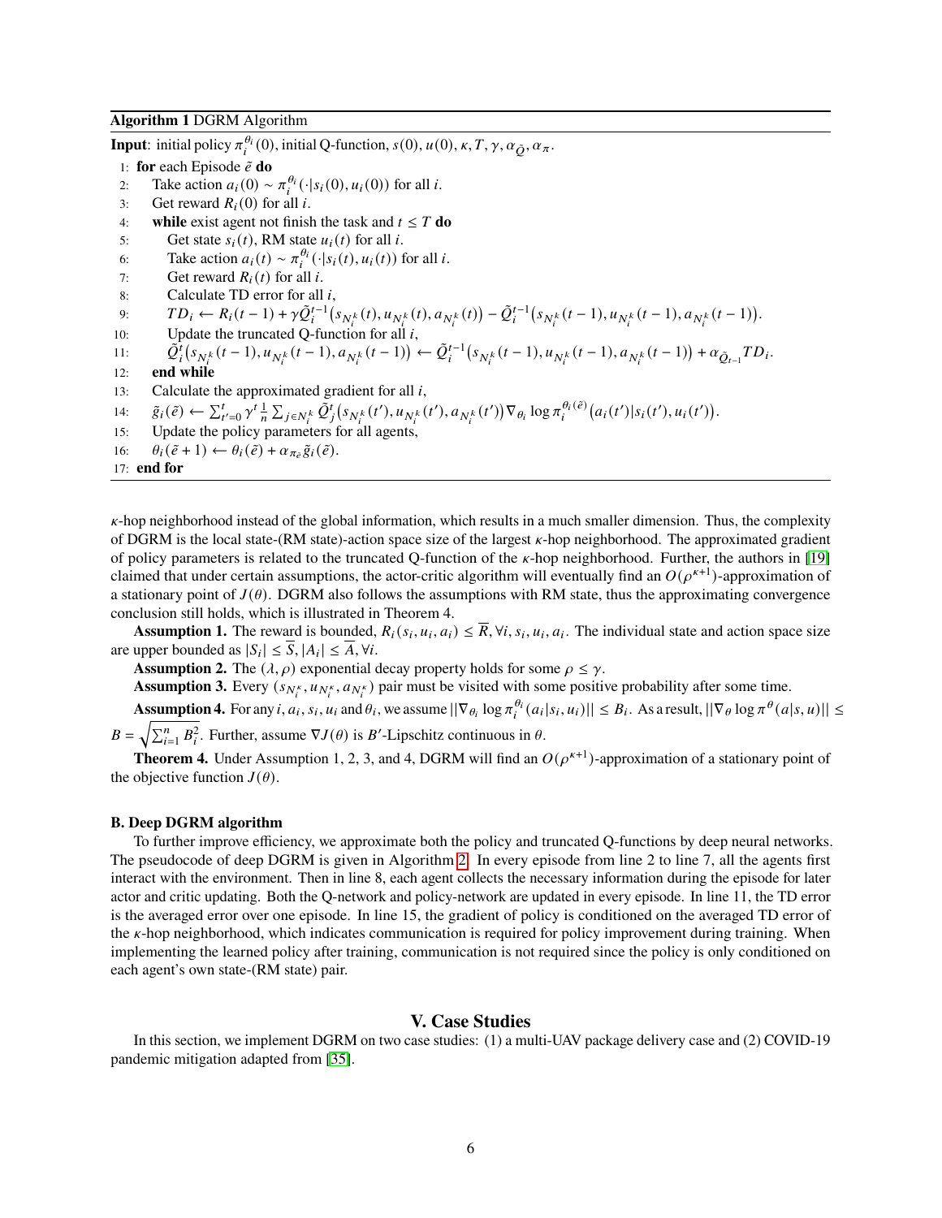**Algorithm 1** DGRM Algorithm

**Input**: initial policy $\pi_i^{\theta_i}(0)$, initial Q-function, $s(0), u(0), \kappa, T, \gamma, \alpha_{\tilde{Q}}, \alpha_\pi$.

1: **for** each Episode $\tilde{e}$ **do**
2: Take action $a_i(0) \sim \pi_i^{\theta_i}(\cdot|s_i(0), u_i(0))$ for all $i$.
3: Get reward $R_i(0)$ for all $i$.
4: **while** exist agent not finish the task and $t \leq T$ **do**
5: Get state $s_i(t)$, RM state $u_i(t)$ for all $i$.
6: Take action $a_i(t) \sim \pi_i^{\theta_i}(\cdot|s_i(t), u_i(t))$ for all $i$.
7: Get reward $R_i(t)$ for all $i$.
8: Calculate TD error for all $i$,
9: $TD_i \leftarrow R_i(t-1) + \gamma \tilde{Q}_i^{t-1}\big(s_{N_i^k}(t), u_{N_i^k}(t), a_{N_i^k}(t)\big) - \tilde{Q}_i^{t-1}\big(s_{N_i^k}(t-1), u_{N_i^k}(t-1), a_{N_i^k}(t-1)\big)$.
10: Update the truncated Q-function for all $i$,
11: $\tilde{Q}_i^t\big(s_{N_i^k}(t-1), u_{N_i^k}(t-1), a_{N_i^k}(t-1)\big) \leftarrow \tilde{Q}_i^{t-1}\big(s_{N_i^k}(t-1), u_{N_i^k}(t-1), a_{N_i^k}(t-1)\big) + \alpha_{\tilde{Q}_{t-1}} TD_i$.
12: **end while**
13: Calculate the approximated gradient for all $i$,
14: $\tilde{g}_i(\tilde{e}) \leftarrow \sum_{t'=0}^{t} \gamma^t \frac{1}{n} \sum_{j \in N_i^k} \tilde{Q}_j^t\big(s_{N_i^k}(t'), u_{N_i^k}(t'), a_{N_i^k}(t')\big) \nabla_{\theta_i} \log \pi_i^{\theta_i(\tilde{e})}\big(a_i(t')|s_i(t'), u_i(t')\big)$.
15: Update the policy parameters for all agents,
16: $\theta_i(\tilde{e}+1) \leftarrow \theta_i(\tilde{e}) + \alpha_{\pi_{\tilde{e}}} \tilde{g}_i(\tilde{e})$.
17: **end for**

$\kappa$-hop neighborhood instead of the global information, which results in a much smaller dimension. Thus, the complexity of DGRM is the local state-(RM state)-action space size of the largest $\kappa$-hop neighborhood. The approximated gradient of policy parameters is related to the truncated Q-function of the $\kappa$-hop neighborhood. Further, the authors in [19] claimed that under certain assumptions, the actor-critic algorithm will eventually find an $O(\rho^{\kappa+1})$-approximation of a stationary point of $J(\theta)$. DGRM also follows the assumptions with RM state, thus the approximating convergence conclusion still holds, which is illustrated in Theorem 4.

**Assumption 1.** The reward is bounded, $R_i(s_i, u_i, a_i) \leq \overline{R}, \forall i, s_i, u_i, a_i$. The individual state and action space size are upper bounded as $|S_i| \leq \overline{S}, |A_i| \leq \overline{A}, \forall i$.

**Assumption 2.** The $(\lambda, \rho)$ exponential decay property holds for some $\rho \leq \gamma$.

**Assumption 3.** Every $(s_{N_i^\kappa}, u_{N_i^\kappa}, a_{N_i^\kappa})$ pair must be visited with some positive probability after some time.

**Assumption 4.** For any $i, a_i, s_i, u_i$ and $\theta_i$, we assume $||\nabla_{\theta_i} \log \pi_i^{\theta_i}(a_i|s_i, u_i)|| \leq B_i$. As a result, $||\nabla_\theta \log \pi^\theta(a|s, u)|| \leq B = \sqrt{\sum_{i=1}^n B_i^2}$. Further, assume $\nabla J(\theta)$ is $B'$-Lipschitz continuous in $\theta$.

**Theorem 4.** Under Assumption 1, 2, 3, and 4, DGRM will find an $O(\rho^{\kappa+1})$-approximation of a stationary point of the objective function $J(\theta)$.

### B. Deep DGRM algorithm

To further improve efficiency, we approximate both the policy and truncated Q-functions by deep neural networks. The pseudocode of deep DGRM is given in Algorithm 2. In every episode from line 2 to line 7, all the agents first interact with the environment. Then in line 8, each agent collects the necessary information during the episode for later actor and critic updating. Both the Q-network and policy-network are updated in every episode. In line 11, the TD error is the averaged error over one episode. In line 15, the gradient of policy is conditioned on the averaged TD error of the $\kappa$-hop neighborhood, which indicates communication is required for policy improvement during training. When implementing the learned policy after training, communication is not required since the policy is only conditioned on each agent's own state-(RM state) pair.

## V. Case Studies

In this section, we implement DGRM on two case studies: (1) a multi-UAV package delivery case and (2) COVID-19 pandemic mitigation adapted from [35].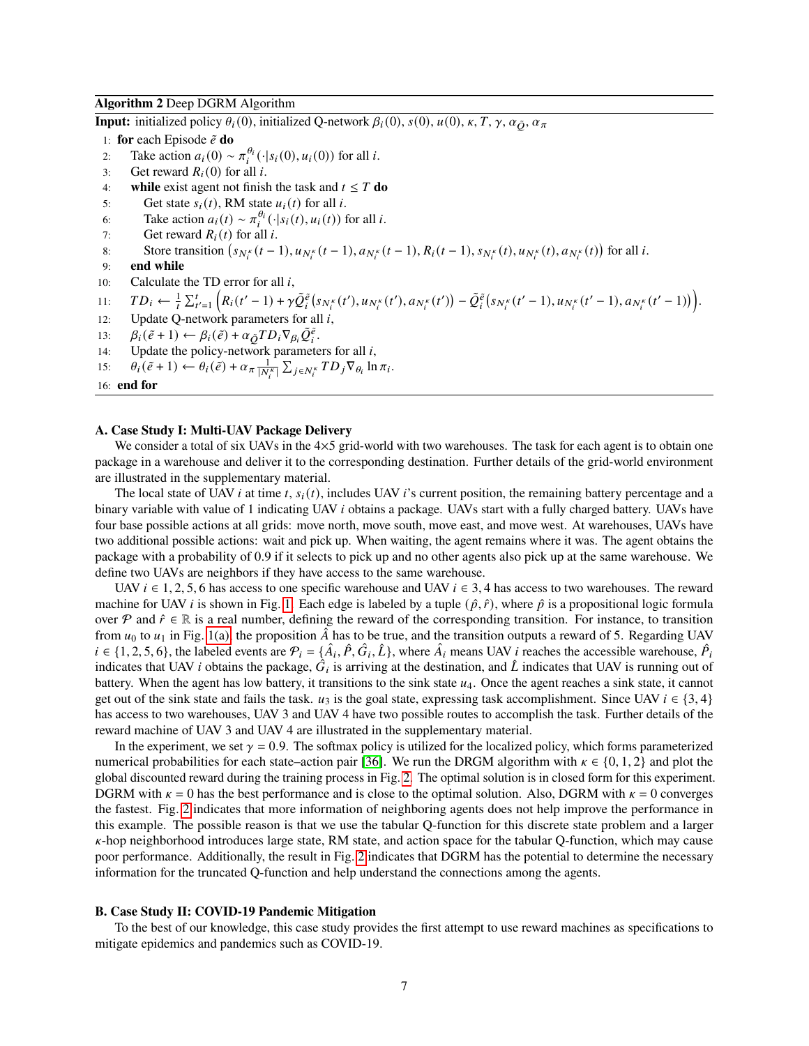**Algorithm 2** Deep DGRM Algorithm

**Input:** initialized policy $\theta_i(0)$, initialized Q-network $\beta_i(0)$, $s(0)$, $u(0)$, $\kappa$, $T$, $\gamma$, $\alpha_{\tilde{Q}}$, $\alpha_\pi$

1: **for** each Episode $\tilde{e}$ **do**
2: Take action $a_i(0) \sim \pi_i^{\theta_i}(\cdot|s_i(0), u_i(0))$ for all $i$.
3: Get reward $R_i(0)$ for all $i$.
4: **while** exist agent not finish the task and $t \leq T$ **do**
5: Get state $s_i(t)$, RM state $u_i(t)$ for all $i$.
6: Take action $a_i(t) \sim \pi_i^{\theta_i}(\cdot|s_i(t), u_i(t))$ for all $i$.
7: Get reward $R_i(t)$ for all $i$.
8: Store transition $\left(s_{N_i^\kappa}(t-1), u_{N_i^\kappa}(t-1), a_{N_i^\kappa}(t-1), R_i(t-1), s_{N_i^\kappa}(t), u_{N_i^\kappa}(t), a_{N_i^\kappa}(t)\right)$ for all $i$.
9: **end while**
10: Calculate the TD error for all $i$,
11: $TD_i \leftarrow \frac{1}{t}\sum_{t'=1}^{t}\Big(R_i(t'-1) + \gamma\tilde{Q}_i^{\tilde{e}}\big(s_{N_i^\kappa}(t'), u_{N_i^\kappa}(t'), a_{N_i^\kappa}(t')\big) - \tilde{Q}_i^{\tilde{e}}\big(s_{N_i^\kappa}(t'-1), u_{N_i^\kappa}(t'-1), a_{N_i^\kappa}(t'-1)\big)\Big)$.
12: Update Q-network parameters for all $i$,
13: $\beta_i(\tilde{e}+1) \leftarrow \beta_i(\tilde{e}) + \alpha_{\tilde{Q}} TD_i \nabla_{\beta_i}\tilde{Q}_i^{\tilde{e}}$.
14: Update the policy-network parameters for all $i$,
15: $\theta_i(\tilde{e}+1) \leftarrow \theta_i(\tilde{e}) + \alpha_\pi \frac{1}{|N_i^\kappa|}\sum_{j\in N_i^\kappa} TD_j \nabla_{\theta_i}\ln \pi_i$.
16: **end for**

### A. Case Study I: Multi-UAV Package Delivery

We consider a total of six UAVs in the 4×5 grid-world with two warehouses. The task for each agent is to obtain one package in a warehouse and deliver it to the corresponding destination. Further details of the grid-world environment are illustrated in the supplementary material.

The local state of UAV $i$ at time $t$, $s_i(t)$, includes UAV $i$'s current position, the remaining battery percentage and a binary variable with value of 1 indicating UAV $i$ obtains a package. UAVs start with a fully charged battery. UAVs have four base possible actions at all grids: move north, move south, move east, and move west. At warehouses, UAVs have two additional possible actions: wait and pick up. When waiting, the agent remains where it was. The agent obtains the package with a probability of 0.9 if it selects to pick up and no other agents also pick up at the same warehouse. We define two UAVs are neighbors if they have access to the same warehouse.

UAV $i \in 1, 2, 5, 6$ has access to one specific warehouse and UAV $i \in 3, 4$ has access to two warehouses. The reward machine for UAV $i$ is shown in Fig. 1. Each edge is labeled by a tuple $(\hat{p}, \hat{r})$, where $\hat{p}$ is a propositional logic formula over $\mathcal{P}$ and $\hat{r} \in \mathbb{R}$ is a real number, defining the reward of the corresponding transition. For instance, to transition from $u_0$ to $u_1$ in Fig. 1(a), the proposition $\hat{A}$ has to be true, and the transition outputs a reward of 5. Regarding UAV $i \in \{1, 2, 5, 6\}$, the labeled events are $\mathcal{P}_i = \{\hat{A}_i, \hat{P}, \hat{G}_i, \hat{L}\}$, where $\hat{A}_i$ means UAV $i$ reaches the accessible warehouse, $\hat{P}_i$ indicates that UAV $i$ obtains the package, $\hat{G}_i$ is arriving at the destination, and $\hat{L}$ indicates that UAV is running out of battery. When the agent has low battery, it transitions to the sink state $u_4$. Once the agent reaches a sink state, it cannot get out of the sink state and fails the task. $u_3$ is the goal state, expressing task accomplishment. Since UAV $i \in \{3, 4\}$ has access to two warehouses, UAV 3 and UAV 4 have two possible routes to accomplish the task. Further details of the reward machine of UAV 3 and UAV 4 are illustrated in the supplementary material.

In the experiment, we set $\gamma = 0.9$. The softmax policy is utilized for the localized policy, which forms parameterized numerical probabilities for each state–action pair [36]. We run the DRGM algorithm with $\kappa \in \{0, 1, 2\}$ and plot the global discounted reward during the training process in Fig. 2. The optimal solution is in closed form for this experiment. DGRM with $\kappa = 0$ has the best performance and is close to the optimal solution. Also, DGRM with $\kappa = 0$ converges the fastest. Fig. 2 indicates that more information of neighboring agents does not help improve the performance in this example. The possible reason is that we use the tabular Q-function for this discrete state problem and a larger $\kappa$-hop neighborhood introduces large state, RM state, and action space for the tabular Q-function, which may cause poor performance. Additionally, the result in Fig. 2 indicates that DGRM has the potential to determine the necessary information for the truncated Q-function and help understand the connections among the agents.

### B. Case Study II: COVID-19 Pandemic Mitigation

To the best of our knowledge, this case study provides the first attempt to use reward machines as specifications to mitigate epidemics and pandemics such as COVID-19.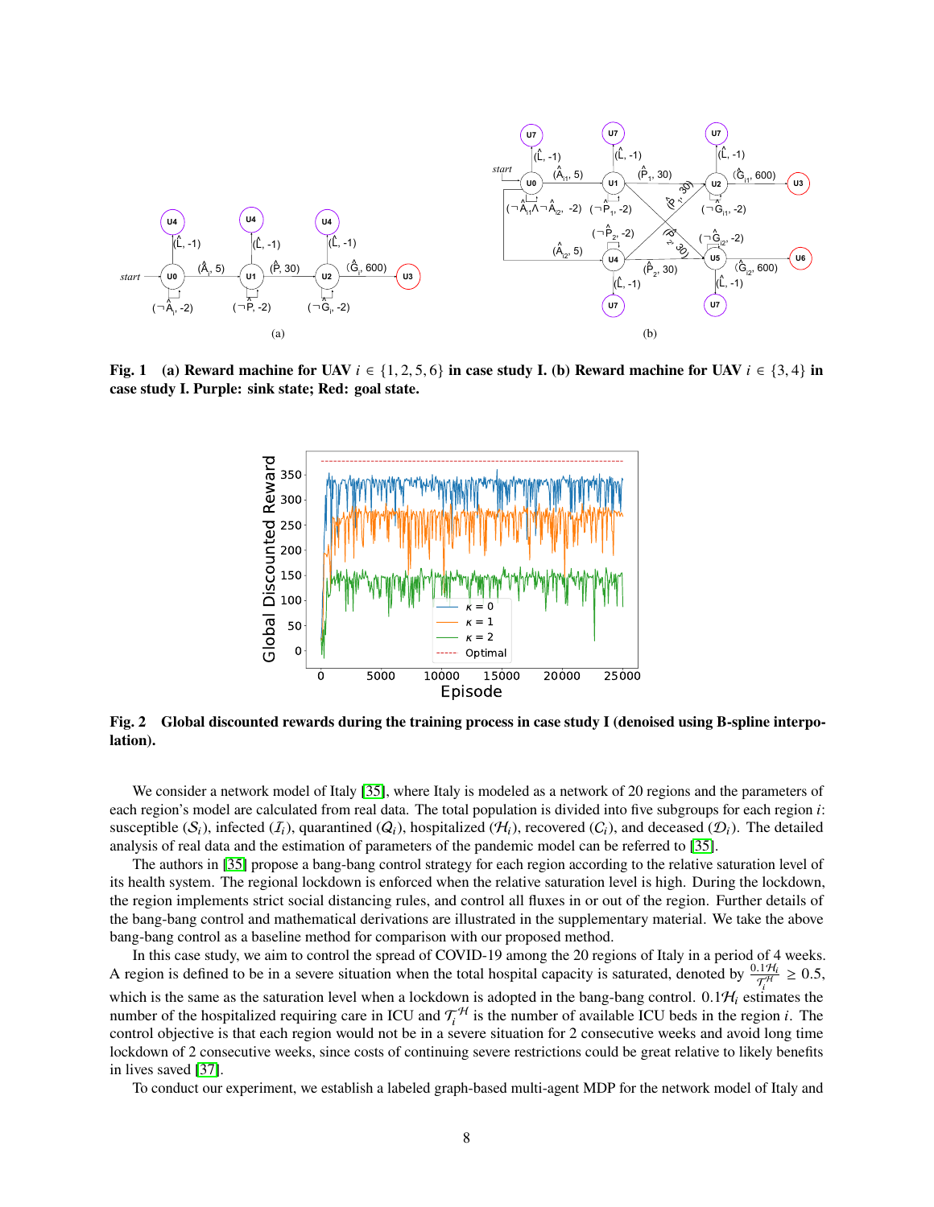**Fig. 1 (a) Reward machine for UAV $i \in \{1, 2, 5, 6\}$ in case study I. (b) Reward machine for UAV $i \in \{3, 4\}$ in case study I. Purple: sink state; Red: goal state.**

**Fig. 2 Global discounted rewards during the training process in case study I (denoised using B-spline interpolation).**

We consider a network model of Italy [35], where Italy is modeled as a network of 20 regions and the parameters of each region's model are calculated from real data. The total population is divided into five subgroups for each region $i$: susceptible ($\mathcal{S}_i$), infected ($\mathcal{I}_i$), quarantined ($\mathcal{Q}_i$), hospitalized ($\mathcal{H}_i$), recovered ($\mathcal{C}_i$), and deceased ($\mathcal{D}_i$). The detailed analysis of real data and the estimation of parameters of the pandemic model can be referred to [35].

The authors in [35] propose a bang-bang control strategy for each region according to the relative saturation level of its health system. The regional lockdown is enforced when the relative saturation level is high. During the lockdown, the region implements strict social distancing rules, and control all fluxes in or out of the region. Further details of the bang-bang control and mathematical derivations are illustrated in the supplementary material. We take the above bang-bang control as a baseline method for comparison with our proposed method.

In this case study, we aim to control the spread of COVID-19 among the 20 regions of Italy in a period of 4 weeks. A region is defined to be in a severe situation when the total hospital capacity is saturated, denoted by $\frac{0.1\mathcal{H}_i}{\mathcal{T}_i^{\mathcal{H}}} \geq 0.5$, which is the same as the saturation level when a lockdown is adopted in the bang-bang control. $0.1\mathcal{H}_i$ estimates the number of the hospitalized requiring care in ICU and $\mathcal{T}_i^{\mathcal{H}}$ is the number of available ICU beds in the region $i$. The control objective is that each region would not be in a severe situation for 2 consecutive weeks and avoid long time lockdown of 2 consecutive weeks, since costs of continuing severe restrictions could be great relative to likely benefits in lives saved [37].

To conduct our experiment, we establish a labeled graph-based multi-agent MDP for the network model of Italy and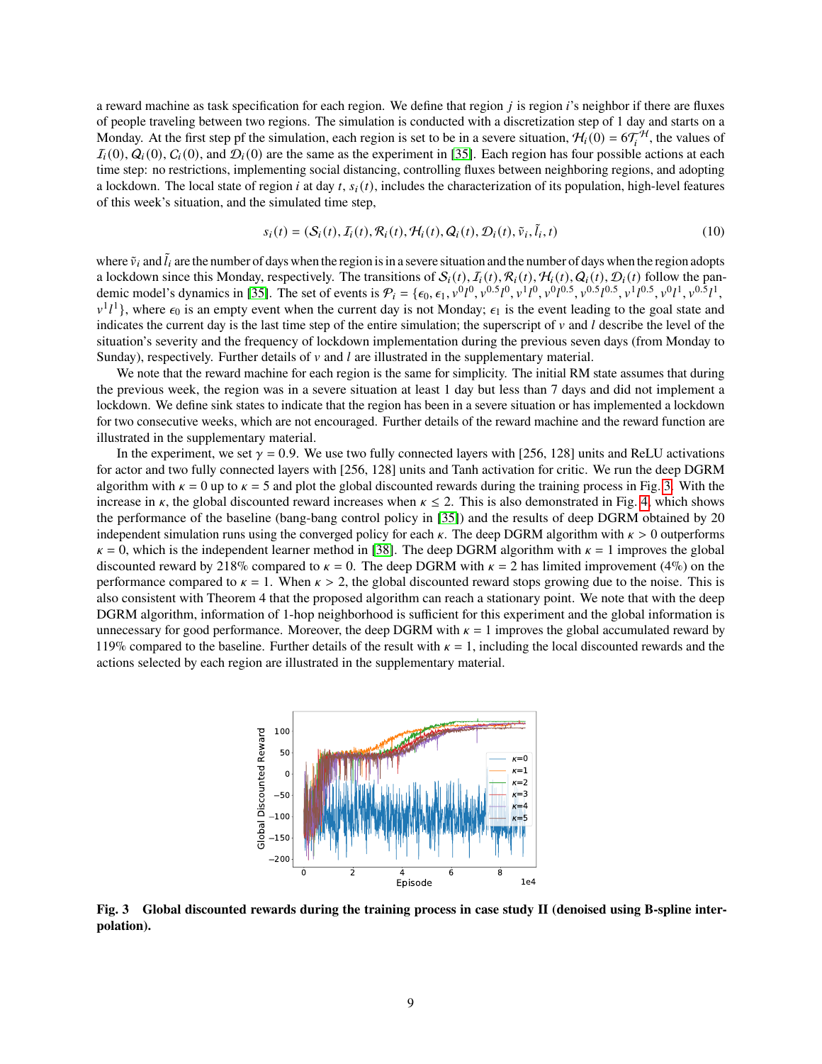a reward machine as task specification for each region. We define that region $j$ is region $i$'s neighbor if there are fluxes of people traveling between two regions. The simulation is conducted with a discretization step of 1 day and starts on a Monday. At the first step pf the simulation, each region is set to be in a severe situation, $\mathcal{H}_i(0) = 6\mathcal{T}_i^{\mathcal{H}}$, the values of $\mathcal{I}_i(0)$, $\mathcal{Q}_i(0)$, $\mathcal{C}_i(0)$, and $\mathcal{D}_i(0)$ are the same as the experiment in [35]. Each region has four possible actions at each time step: no restrictions, implementing social distancing, controlling fluxes between neighboring regions, and adopting a lockdown. The local state of region $i$ at day $t$, $s_i(t)$, includes the characterization of its population, high-level features of this week's situation, and the simulated time step,

$$s_i(t) = (\mathcal{S}_i(t), \mathcal{I}_i(t), \mathcal{R}_i(t), \mathcal{H}_i(t), \mathcal{Q}_i(t), \mathcal{D}_i(t), \tilde{v}_i, \tilde{l}_i, t) \tag{10}$$

where $\tilde{v}_i$ and $\tilde{l}_i$ are the number of days when the region is in a severe situation and the number of days when the region adopts a lockdown since this Monday, respectively. The transitions of $\mathcal{S}_i(t), \mathcal{I}_i(t), \mathcal{R}_i(t), \mathcal{H}_i(t), \mathcal{Q}_i(t), \mathcal{D}_i(t)$ follow the pandemic model's dynamics in [35]. The set of events is $\mathcal{P}_i = \{\epsilon_0, \epsilon_1, v^0 l^0, v^{0.5} l^0, v^1 l^0, v^0 l^{0.5}, v^{0.5} l^{0.5}, v^1 l^{0.5}, v^0 l^1, v^{0.5} l^1, v^1 l^1\}$, where $\epsilon_0$ is an empty event when the current day is not Monday; $\epsilon_1$ is the event leading to the goal state and indicates the current day is the last time step of the entire simulation; the superscript of $v$ and $l$ describe the level of the situation's severity and the frequency of lockdown implementation during the previous seven days (from Monday to Sunday), respectively. Further details of $v$ and $l$ are illustrated in the supplementary material.

We note that the reward machine for each region is the same for simplicity. The initial RM state assumes that during the previous week, the region was in a severe situation at least 1 day but less than 7 days and did not implement a lockdown. We define sink states to indicate that the region has been in a severe situation or has implemented a lockdown for two consecutive weeks, which are not encouraged. Further details of the reward machine and the reward function are illustrated in the supplementary material.

In the experiment, we set $\gamma = 0.9$. We use two fully connected layers with [256, 128] units and ReLU activations for actor and two fully connected layers with [256, 128] units and Tanh activation for critic. We run the deep DGRM algorithm with $\kappa = 0$ up to $\kappa = 5$ and plot the global discounted rewards during the training process in Fig. 3. With the increase in $\kappa$, the global discounted reward increases when $\kappa \leq 2$. This is also demonstrated in Fig. 4, which shows the performance of the baseline (bang-bang control policy in [35]) and the results of deep DGRM obtained by 20 independent simulation runs using the converged policy for each $\kappa$. The deep DGRM algorithm with $\kappa > 0$ outperforms $\kappa = 0$, which is the independent learner method in [38]. The deep DGRM algorithm with $\kappa = 1$ improves the global discounted reward by 218% compared to $\kappa = 0$. The deep DGRM with $\kappa = 2$ has limited improvement (4%) on the performance compared to $\kappa = 1$. When $\kappa > 2$, the global discounted reward stops growing due to the noise. This is also consistent with Theorem 4 that the proposed algorithm can reach a stationary point. We note that with the deep DGRM algorithm, information of 1-hop neighborhood is sufficient for this experiment and the global information is unnecessary for good performance. Moreover, the deep DGRM with $\kappa = 1$ improves the global accumulated reward by 119% compared to the baseline. Further details of the result with $\kappa = 1$, including the local discounted rewards and the actions selected by each region are illustrated in the supplementary material.

**Fig. 3 Global discounted rewards during the training process in case study II (denoised using B-spline interpolation).**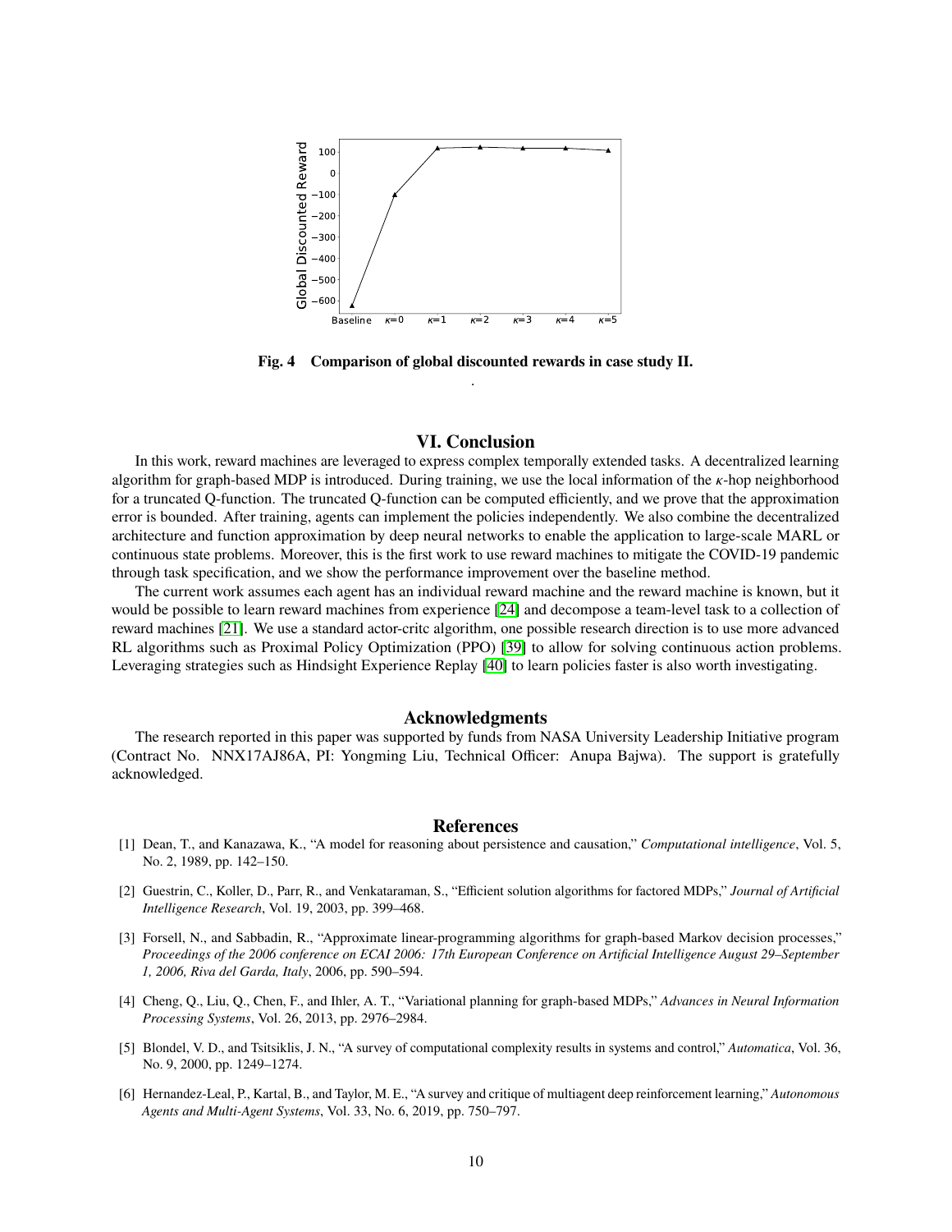Fig. 4 Comparison of global discounted rewards in case study II.

## VI. Conclusion

In this work, reward machines are leveraged to express complex temporally extended tasks. A decentralized learning algorithm for graph-based MDP is introduced. During training, we use the local information of the $\kappa$-hop neighborhood for a truncated Q-function. The truncated Q-function can be computed efficiently, and we prove that the approximation error is bounded. After training, agents can implement the policies independently. We also combine the decentralized architecture and function approximation by deep neural networks to enable the application to large-scale MARL or continuous state problems. Moreover, this is the first work to use reward machines to mitigate the COVID-19 pandemic through task specification, and we show the performance improvement over the baseline method.

The current work assumes each agent has an individual reward machine and the reward machine is known, but it would be possible to learn reward machines from experience [24] and decompose a team-level task to a collection of reward machines [21]. We use a standard actor-critc algorithm, one possible research direction is to use more advanced RL algorithms such as Proximal Policy Optimization (PPO) [39] to allow for solving continuous action problems. Leveraging strategies such as Hindsight Experience Replay [40] to learn policies faster is also worth investigating.

## Acknowledgments

The research reported in this paper was supported by funds from NASA University Leadership Initiative program (Contract No. NNX17AJ86A, PI: Yongming Liu, Technical Officer: Anupa Bajwa). The support is gratefully acknowledged.

## References

[1] Dean, T., and Kanazawa, K., "A model for reasoning about persistence and causation," *Computational intelligence*, Vol. 5, No. 2, 1989, pp. 142–150.

[2] Guestrin, C., Koller, D., Parr, R., and Venkataraman, S., "Efficient solution algorithms for factored MDPs," *Journal of Artificial Intelligence Research*, Vol. 19, 2003, pp. 399–468.

[3] Forsell, N., and Sabbadin, R., "Approximate linear-programming algorithms for graph-based Markov decision processes," *Proceedings of the 2006 conference on ECAI 2006: 17th European Conference on Artificial Intelligence August 29–September 1, 2006, Riva del Garda, Italy*, 2006, pp. 590–594.

[4] Cheng, Q., Liu, Q., Chen, F., and Ihler, A. T., "Variational planning for graph-based MDPs," *Advances in Neural Information Processing Systems*, Vol. 26, 2013, pp. 2976–2984.

[5] Blondel, V. D., and Tsitsiklis, J. N., "A survey of computational complexity results in systems and control," *Automatica*, Vol. 36, No. 9, 2000, pp. 1249–1274.

[6] Hernandez-Leal, P., Kartal, B., and Taylor, M. E., "A survey and critique of multiagent deep reinforcement learning," *Autonomous Agents and Multi-Agent Systems*, Vol. 33, No. 6, 2019, pp. 750–797.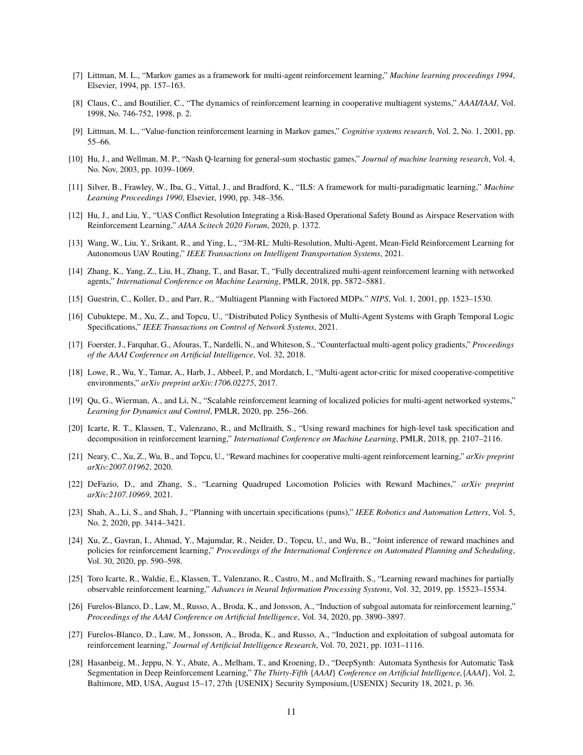[7] Littman, M. L., "Markov games as a framework for multi-agent reinforcement learning," *Machine learning proceedings 1994*, Elsevier, 1994, pp. 157–163.

[8] Claus, C., and Boutilier, C., "The dynamics of reinforcement learning in cooperative multiagent systems," *AAAI/IAAI*, Vol. 1998, No. 746-752, 1998, p. 2.

[9] Littman, M. L., "Value-function reinforcement learning in Markov games," *Cognitive systems research*, Vol. 2, No. 1, 2001, pp. 55–66.

[10] Hu, J., and Wellman, M. P., "Nash Q-learning for general-sum stochastic games," *Journal of machine learning research*, Vol. 4, No. Nov, 2003, pp. 1039–1069.

[11] Silver, B., Frawley, W., Iba, G., Vittal, J., and Bradford, K., "ILS: A framework for multi-paradigmatic learning," *Machine Learning Proceedings 1990*, Elsevier, 1990, pp. 348–356.

[12] Hu, J., and Liu, Y., "UAS Conflict Resolution Integrating a Risk-Based Operational Safety Bound as Airspace Reservation with Reinforcement Learning," *AIAA Scitech 2020 Forum*, 2020, p. 1372.

[13] Wang, W., Liu, Y., Srikant, R., and Ying, L., "3M-RL: Multi-Resolution, Multi-Agent, Mean-Field Reinforcement Learning for Autonomous UAV Routing," *IEEE Transactions on Intelligent Transportation Systems*, 2021.

[14] Zhang, K., Yang, Z., Liu, H., Zhang, T., and Basar, T., "Fully decentralized multi-agent reinforcement learning with networked agents," *International Conference on Machine Learning*, PMLR, 2018, pp. 5872–5881.

[15] Guestrin, C., Koller, D., and Parr, R., "Multiagent Planning with Factored MDPs." *NIPS*, Vol. 1, 2001, pp. 1523–1530.

[16] Cubuktepe, M., Xu, Z., and Topcu, U., "Distributed Policy Synthesis of Multi-Agent Systems with Graph Temporal Logic Specifications," *IEEE Transactions on Control of Network Systems*, 2021.

[17] Foerster, J., Farquhar, G., Afouras, T., Nardelli, N., and Whiteson, S., "Counterfactual multi-agent policy gradients," *Proceedings of the AAAI Conference on Artificial Intelligence*, Vol. 32, 2018.

[18] Lowe, R., Wu, Y., Tamar, A., Harb, J., Abbeel, P., and Mordatch, I., "Multi-agent actor-critic for mixed cooperative-competitive environments," *arXiv preprint arXiv:1706.02275*, 2017.

[19] Qu, G., Wierman, A., and Li, N., "Scalable reinforcement learning of localized policies for multi-agent networked systems," *Learning for Dynamics and Control*, PMLR, 2020, pp. 256–266.

[20] Icarte, R. T., Klassen, T., Valenzano, R., and McIlraith, S., "Using reward machines for high-level task specification and decomposition in reinforcement learning," *International Conference on Machine Learning*, PMLR, 2018, pp. 2107–2116.

[21] Neary, C., Xu, Z., Wu, B., and Topcu, U., "Reward machines for cooperative multi-agent reinforcement learning," *arXiv preprint arXiv:2007.01962*, 2020.

[22] DeFazio, D., and Zhang, S., "Learning Quadruped Locomotion Policies with Reward Machines," *arXiv preprint arXiv:2107.10969*, 2021.

[23] Shah, A., Li, S., and Shah, J., "Planning with uncertain specifications (puns)," *IEEE Robotics and Automation Letters*, Vol. 5, No. 2, 2020, pp. 3414–3421.

[24] Xu, Z., Gavran, I., Ahmad, Y., Majumdar, R., Neider, D., Topcu, U., and Wu, B., "Joint inference of reward machines and policies for reinforcement learning," *Proceedings of the International Conference on Automated Planning and Scheduling*, Vol. 30, 2020, pp. 590–598.

[25] Toro Icarte, R., Waldie, E., Klassen, T., Valenzano, R., Castro, M., and McIlraith, S., "Learning reward machines for partially observable reinforcement learning," *Advances in Neural Information Processing Systems*, Vol. 32, 2019, pp. 15523–15534.

[26] Furelos-Blanco, D., Law, M., Russo, A., Broda, K., and Jonsson, A., "Induction of subgoal automata for reinforcement learning," *Proceedings of the AAAI Conference on Artificial Intelligence*, Vol. 34, 2020, pp. 3890–3897.

[27] Furelos-Blanco, D., Law, M., Jonsson, A., Broda, K., and Russo, A., "Induction and exploitation of subgoal automata for reinforcement learning," *Journal of Artificial Intelligence Research*, Vol. 70, 2021, pp. 1031–1116.

[28] Hasanbeig, M., Jeppu, N. Y., Abate, A., Melham, T., and Kroening, D., "DeepSynth: Automata Synthesis for Automatic Task Segmentation in Deep Reinforcement Learning," *The Thirty-Fifth {AAAI} Conference on Artificial Intelligence,{AAAI}*, Vol. 2, Baltimore, MD, USA, August 15–17, 27th {USENIX} Security Symposium,{USENIX} Security 18, 2021, p. 36.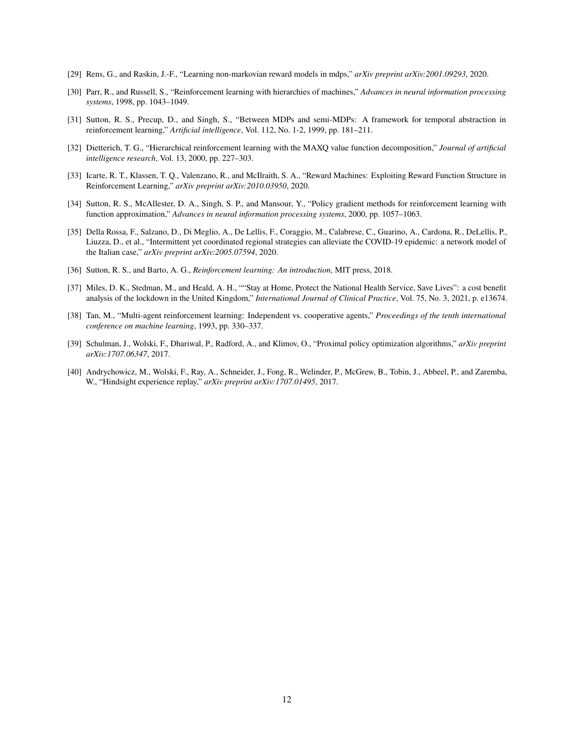[29] Rens, G., and Raskin, J.-F., "Learning non-markovian reward models in mdps," *arXiv preprint arXiv:2001.09293*, 2020.

[30] Parr, R., and Russell, S., "Reinforcement learning with hierarchies of machines," *Advances in neural information processing systems*, 1998, pp. 1043–1049.

[31] Sutton, R. S., Precup, D., and Singh, S., "Between MDPs and semi-MDPs: A framework for temporal abstraction in reinforcement learning," *Artificial intelligence*, Vol. 112, No. 1-2, 1999, pp. 181–211.

[32] Dietterich, T. G., "Hierarchical reinforcement learning with the MAXQ value function decomposition," *Journal of artificial intelligence research*, Vol. 13, 2000, pp. 227–303.

[33] Icarte, R. T., Klassen, T. Q., Valenzano, R., and McIlraith, S. A., "Reward Machines: Exploiting Reward Function Structure in Reinforcement Learning," *arXiv preprint arXiv:2010.03950*, 2020.

[34] Sutton, R. S., McAllester, D. A., Singh, S. P., and Mansour, Y., "Policy gradient methods for reinforcement learning with function approximation," *Advances in neural information processing systems*, 2000, pp. 1057–1063.

[35] Della Rossa, F., Salzano, D., Di Meglio, A., De Lellis, F., Coraggio, M., Calabrese, C., Guarino, A., Cardona, R., DeLellis, P., Liuzza, D., et al., "Intermittent yet coordinated regional strategies can alleviate the COVID-19 epidemic: a network model of the Italian case," *arXiv preprint arXiv:2005.07594*, 2020.

[36] Sutton, R. S., and Barto, A. G., *Reinforcement learning: An introduction*, MIT press, 2018.

[37] Miles, D. K., Stedman, M., and Heald, A. H., ""Stay at Home, Protect the National Health Service, Save Lives": a cost benefit analysis of the lockdown in the United Kingdom," *International Journal of Clinical Practice*, Vol. 75, No. 3, 2021, p. e13674.

[38] Tan, M., "Multi-agent reinforcement learning: Independent vs. cooperative agents," *Proceedings of the tenth international conference on machine learning*, 1993, pp. 330–337.

[39] Schulman, J., Wolski, F., Dhariwal, P., Radford, A., and Klimov, O., "Proximal policy optimization algorithms," *arXiv preprint arXiv:1707.06347*, 2017.

[40] Andrychowicz, M., Wolski, F., Ray, A., Schneider, J., Fong, R., Welinder, P., McGrew, B., Tobin, J., Abbeel, P., and Zaremba, W., "Hindsight experience replay," *arXiv preprint arXiv:1707.01495*, 2017.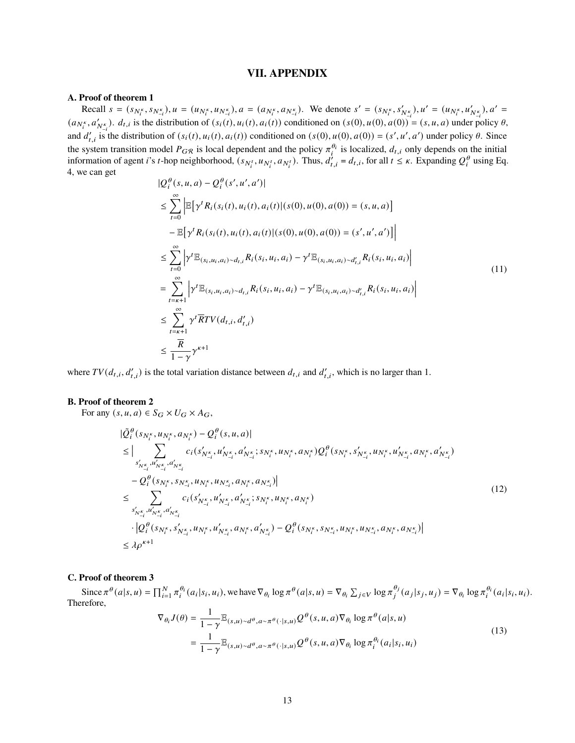## VII. APPENDIX

### A. Proof of theorem 1

Recall $s = (s_{N_i^\kappa}, s_{N_{-i}^\kappa}), u = (u_{N_i^\kappa}, u_{N_{-i}^\kappa}), a = (a_{N_i^\kappa}, a_{N_{-i}^\kappa})$. We denote $s' = (s_{N_i^\kappa}, s'_{N_{-i}^\kappa}), u' = (u_{N_i^\kappa}, u'_{N_{-i}^\kappa}), a' = (a_{N_i^\kappa}, a'_{N_{-i}^\kappa})$. $d_{t,i}$ is the distribution of $(s_i(t), u_i(t), a_i(t))$ conditioned on $(s(0), u(0), a(0)) = (s, u, a)$ under policy $\theta$, and $d'_{t,i}$ is the distribution of $(s_i(t), u_i(t), a_i(t))$ conditioned on $(s(0), u(0), a(0)) = (s', u', a')$ under policy $\theta$. Since the system transition model $P_{\mathcal{GR}}$ is local dependent and the policy $\pi_i^{\theta_i}$ is localized, $d_{t,i}$ only depends on the initial information of agent $i$'s $t$-hop neighborhood, $(s_{N_i^t}, u_{N_i^t}, a_{N_i^t})$. Thus, $d'_{t,i} = d_{t,i}$, for all $t \leq \kappa$. Expanding $Q_i^\theta$ using Eq. 4, we can get

$$
\begin{aligned}
&|Q_i^\theta(s, u, a) - Q_i^\theta(s', u', a')| \\
&\leq \sum_{t=0}^{\infty} \Big| \mathbb{E}\big[\gamma^t R_i(s_i(t), u_i(t), a_i(t)) | (s(0), u(0), a(0)) = (s, u, a)\big] \\
&\quad - \mathbb{E}\big[\gamma^t R_i(s_i(t), u_i(t), a_i(t)) | (s(0), u(0), a(0)) = (s', u', a')\big] \Big| \\
&\leq \sum_{t=0}^{\infty} \Big| \gamma^t \mathbb{E}_{(s_i, u_i, a_i) \sim d_{t,i}} R_i(s_i, u_i, a_i) - \gamma^t \mathbb{E}_{(s_i, u_i, a_i) \sim d'_{t,i}} R_i(s_i, u_i, a_i) \Big| \\
&= \sum_{t=\kappa+1}^{\infty} \Big| \gamma^t \mathbb{E}_{(s_i, u_i, a_i) \sim d_{t,i}} R_i(s_i, u_i, a_i) - \gamma^t \mathbb{E}_{(s_i, u_i, a_i) \sim d'_{t,i}} R_i(s_i, u_i, a_i) \Big| \\
&\leq \sum_{t=\kappa+1}^{\infty} \gamma^t \overline{R} TV(d_{t,i}, d'_{t,i}) \\
&\leq \frac{\overline{R}}{1-\gamma} \gamma^{\kappa+1}
\end{aligned} \tag{11}
$$

where $TV(d_{t,i}, d'_{t,i})$ is the total variation distance between $d_{t,i}$ and $d'_{t,i}$, which is no larger than 1.

### B. Proof of theorem 2

For any $(s, u, a) \in S_G \times U_G \times A_G$,

$$
\begin{aligned}
&|\tilde{Q}_i^\theta(s_{N_i^\kappa}, u_{N_i^\kappa}, a_{N_i^\kappa}) - Q_i^\theta(s, u, a)| \\
&\leq \Big| \sum_{s'_{N_{-i}^\kappa}, u'_{N_{-i}^\kappa}, a'_{N_{-i}^\kappa}} c_i(s'_{N_{-i}^\kappa}, u'_{N_{-i}^\kappa}, a'_{N_{-i}^\kappa}; s_{N_i^\kappa}, u_{N_i^\kappa}, a_{N_i^\kappa}) Q_i^\theta(s_{N_i^\kappa}, s'_{N_{-i}^\kappa}, u_{N_i^\kappa}, u'_{N_{-i}^\kappa}, a_{N_i^\kappa}, a'_{N_{-i}^\kappa}) \\
&\quad - Q_i^\theta(s_{N_i^\kappa}, s_{N_{-i}^\kappa}, u_{N_i^\kappa}, u_{N_{-i}^\kappa}, a_{N_i^\kappa}, a_{N_{-i}^\kappa}) \Big| \\
&\leq \sum_{s'_{N_{-i}^\kappa}, u'_{N_{-i}^\kappa}, a'_{N_{-i}^\kappa}} c_i(s'_{N_{-i}^\kappa}, u'_{N_{-i}^\kappa}, a'_{N_{-i}^\kappa}; s_{N_i^\kappa}, u_{N_i^\kappa}, a_{N_i^\kappa}) \\
&\quad \cdot \Big| Q_i^\theta(s_{N_i^\kappa}, s'_{N_{-i}^\kappa}, u_{N_i^\kappa}, u'_{N_{-i}^\kappa}, a_{N_i^\kappa}, a'_{N_{-i}^\kappa}) - Q_i^\theta(s_{N_i^\kappa}, s_{N_{-i}^\kappa}, u_{N_i^\kappa}, u_{N_{-i}^\kappa}, a_{N_i^\kappa}, a_{N_{-i}^\kappa}) \Big| \\
&\leq \lambda \rho^{\kappa+1}
\end{aligned} \tag{12}
$$

### C. Proof of theorem 3

Since $\pi^\theta(a|s, u) = \prod_{i=1}^N \pi_i^{\theta_i}(a_i|s_i, u_i)$, we have $\nabla_{\theta_i} \log \pi^\theta(a|s, u) = \nabla_{\theta_i} \sum_{j \in V} \log \pi_j^{\theta_j}(a_j|s_j, u_j) = \nabla_{\theta_i} \log \pi_i^{\theta_i}(a_i|s_i, u_i)$. Therefore,

$$
\begin{aligned}
\nabla_{\theta_i} J(\theta) &= \frac{1}{1-\gamma} \mathbb{E}_{(s,u) \sim d^\theta, a \sim \pi^\theta(\cdot|s,u)} Q^\theta(s, u, a) \nabla_{\theta_i} \log \pi^\theta(a|s, u) \\
&= \frac{1}{1-\gamma} \mathbb{E}_{(s,u) \sim d^\theta, a \sim \pi^\theta(\cdot|s,u)} Q^\theta(s, u, a) \nabla_{\theta_i} \log \pi_i^{\theta_i}(a_i|s_i, u_i)
\end{aligned} \tag{13}
$$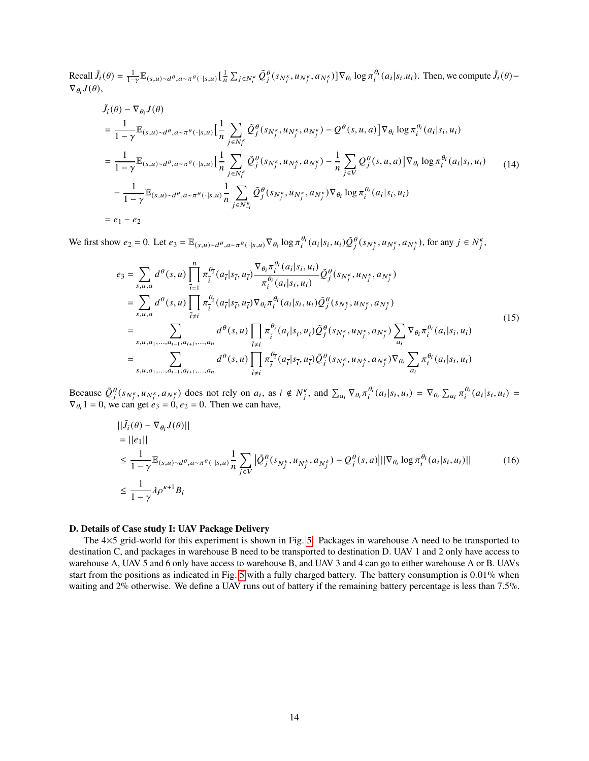Recall $\tilde{J}_i(\theta) = \frac{1}{1-\gamma}\mathbb{E}_{(s,u)\sim d^\theta, a\sim\pi^\theta(\cdot|s,u)}[\frac{1}{n}\sum_{j\in N_i^\kappa}\tilde{Q}_j^\theta(s_{N_j^\kappa}, u_{N_j^\kappa}, a_{N_j^\kappa})]\nabla_{\theta_i}\log\pi_i^{\theta_i}(a_i|s_i.u_i)$. Then, we compute $\tilde{J}_i(\theta) - \nabla_{\theta_i}J(\theta)$,

$$
\begin{aligned}
&\tilde{J}_i(\theta) - \nabla_{\theta_i}J(\theta) \\
&= \frac{1}{1-\gamma}\mathbb{E}_{(s,u)\sim d^\theta, a\sim\pi^\theta(\cdot|s,u)}\Big[\frac{1}{n}\sum_{j\in N_i^\kappa}\tilde{Q}_j^\theta(s_{N_j^\kappa}, u_{N_j^\kappa}, a_{N_j^\kappa}) - Q^\theta(s,u,a)\Big]\nabla_{\theta_i}\log\pi_i^{\theta_i}(a_i|s_i,u_i) \\
&= \frac{1}{1-\gamma}\mathbb{E}_{(s,u)\sim d^\theta, a\sim\pi^\theta(\cdot|s,u)}\Big[\frac{1}{n}\sum_{j\in N_i^\kappa}\tilde{Q}_j^\theta(s_{N_j^\kappa}, u_{N_j^\kappa}, a_{N_j^\kappa}) - \frac{1}{n}\sum_{j\in V}Q_j^\theta(s,u,a)\Big]\nabla_{\theta_i}\log\pi_i^{\theta_i}(a_i|s_i,u_i) \\
&\quad - \frac{1}{1-\gamma}\mathbb{E}_{(s,u)\sim d^\theta, a\sim\pi^\theta(\cdot|s,u)}\frac{1}{n}\sum_{j\in N_{-i}^\kappa}\tilde{Q}_j^\theta(s_{N_j^\kappa}, u_{N_j^\kappa}, a_{N_j^\kappa})\nabla_{\theta_i}\log\pi_i^{\theta_i}(a_i|s_i,u_i) \\
&= e_1 - e_2
\end{aligned}
\tag{14}
$$

We first show $e_2 = 0$. Let $e_3 = \mathbb{E}_{(s,u)\sim d^\theta, a\sim\pi^\theta(\cdot|s,u)}\nabla_{\theta_i}\log\pi_i^{\theta_i}(a_i|s_i,u_i)\tilde{Q}_j^\theta(s_{N_j^\kappa}, u_{N_j^\kappa}, a_{N_j^\kappa})$, for any $j \in N_j^\kappa$,

$$
\begin{aligned}
e_3 &= \sum_{s,u,a} d^\theta(s,u)\prod_{\bar{i}=1}^{n}\pi_{\bar{i}}^{\theta_{\bar{i}}}(a_{\bar{i}}|s_{\bar{i}}, u_{\bar{i}})\frac{\nabla_{\theta_i}\pi_i^{\theta_i}(a_i|s_i,u_i)}{\pi_i^{\theta_i}(a_i|s_i,u_i)}\tilde{Q}_j^\theta(s_{N_j^\kappa}, u_{N_j^\kappa}, a_{N_j^\kappa}) \\
&= \sum_{s,u,a} d^\theta(s,u)\prod_{\bar{i}\neq i}\pi_{\bar{i}}^{\theta_{\bar{i}}}(a_{\bar{i}}|s_{\bar{i}}, u_{\bar{i}})\nabla_{\theta_i}\pi_i^{\theta_i}(a_i|s_i,u_i)\tilde{Q}_j^\theta(s_{N_j^\kappa}, u_{N_j^\kappa}, a_{N_j^\kappa}) \\
&= \sum_{s,u,a_1,\ldots,a_{i-1},a_{i+1},\ldots,a_n} d^\theta(s,u)\prod_{\bar{i}\neq i}\pi_{\bar{i}}^{\theta_{\bar{i}}}(a_{\bar{i}}|s_{\bar{i}}, u_{\bar{i}})\tilde{Q}_j^\theta(s_{N_j^\kappa}, u_{N_j^\kappa}, a_{N_j^\kappa})\sum_{a_i}\nabla_{\theta_i}\pi_i^{\theta_i}(a_i|s_i,u_i) \\
&= \sum_{s,u,a_1,\ldots,a_{i-1},a_{i+1},\ldots,a_n} d^\theta(s,u)\prod_{\bar{i}\neq i}\pi_{\bar{i}}^{\theta_{\bar{i}}}(a_{\bar{i}}|s_{\bar{i}}, u_{\bar{i}})\tilde{Q}_j^\theta(s_{N_j^\kappa}, u_{N_j^\kappa}, a_{N_j^\kappa})\nabla_{\theta_i}\sum_{a_i}\pi_i^{\theta_i}(a_i|s_i,u_i)
\end{aligned}
\tag{15}
$$

Because $\tilde{Q}_j^\theta(s_{N_j^\kappa}, u_{N_j^\kappa}, a_{N_j^\kappa})$ does not rely on $a_i$, as $i \notin N_j^\kappa$, and $\sum_{a_i}\nabla_{\theta_i}\pi_i^{\theta_i}(a_i|s_i,u_i) = \nabla_{\theta_i}\sum_{a_i}\pi_i^{\theta_i}(a_i|s_i,u_i) = \nabla_{\theta_i}1 = 0$, we can get $e_3 = 0, e_2 = 0$. Then we can have,

$$
\begin{aligned}
&||\tilde{J}_i(\theta) - \nabla_{\theta_i}J(\theta)|| \\
&= ||e_1|| \\
&\leq \frac{1}{1-\gamma}\mathbb{E}_{(s,u)\sim d^\theta, a\sim\pi^\theta(\cdot|s,u)}\frac{1}{n}\sum_{j\in V}\big|\tilde{Q}_j^\theta(s_{N_j^k}, u_{N_j^k}, a_{N_j^k}) - Q_j^\theta(s,a)\big|||\nabla_{\theta_i}\log\pi_i^{\theta_i}(a_i|s_i,u_i)|| \\
&\leq \frac{1}{1-\gamma}\lambda\rho^{\kappa+1}B_i
\end{aligned}
\tag{16}
$$

### D. Details of Case study I: UAV Package Delivery

The 4×5 grid-world for this experiment is shown in Fig. 5. Packages in warehouse A need to be transported to destination C, and packages in warehouse B need to be transported to destination D. UAV 1 and 2 only have access to warehouse A, UAV 5 and 6 only have access to warehouse B, and UAV 3 and 4 can go to either warehouse A or B. UAVs start from the positions as indicated in Fig. 5 with a fully charged battery. The battery consumption is 0.01% when waiting and 2% otherwise. We define a UAV runs out of battery if the remaining battery percentage is less than 7.5%.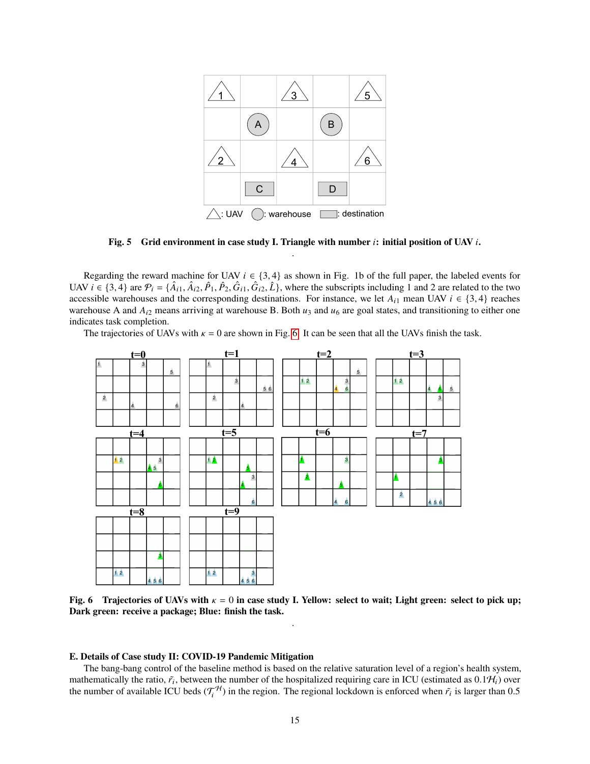Fig. 5 Grid environment in case study I. Triangle with number $i$: initial position of UAV $i$.

Regarding the reward machine for UAV $i \in \{3, 4\}$ as shown in Fig. 1b of the full paper, the labeled events for UAV $i \in \{3, 4\}$ are $\mathcal{P}_i = \{\hat{A}_{i1}, \hat{A}_{i2}, \hat{P}_1, \hat{P}_2, \hat{G}_{i1}, \hat{G}_{i2}, \hat{L}\}$, where the subscripts including 1 and 2 are related to the two accessible warehouses and the corresponding destinations. For instance, we let $A_{i1}$ mean UAV $i \in \{3, 4\}$ reaches warehouse A and $A_{i2}$ means arriving at warehouse B. Both $u_3$ and $u_6$ are goal states, and transitioning to either one indicates task completion.

The trajectories of UAVs with $\kappa = 0$ are shown in Fig. 6. It can be seen that all the UAVs finish the task.

Fig. 6 Trajectories of UAVs with $\kappa = 0$ in case study I. Yellow: select to wait; Light green: select to pick up; Dark green: receive a package; Blue: finish the task.

### E. Details of Case study II: COVID-19 Pandemic Mitigation

The bang-bang control of the baseline method is based on the relative saturation level of a region's health system, mathematically the ratio, $\tilde{r}_i$, between the number of the hospitalized requiring care in ICU (estimated as $0.1\mathcal{H}_i$) over the number of available ICU beds ($\mathcal{T}_i^{\mathcal{H}}$) in the region. The regional lockdown is enforced when $\tilde{r}_i$ is larger than 0.5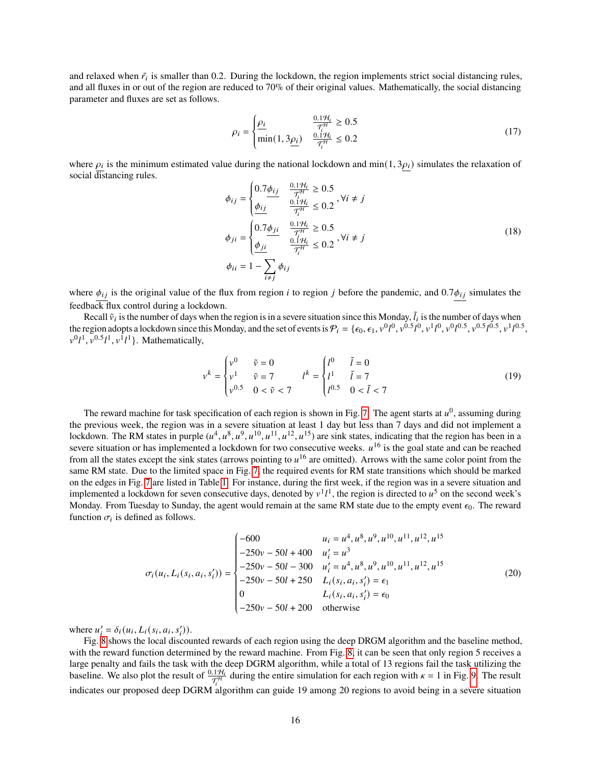and relaxed when $\tilde{r}_i$ is smaller than 0.2. During the lockdown, the region implements strict social distancing rules, and all fluxes in or out of the region are reduced to 70% of their original values. Mathematically, the social distancing parameter and fluxes are set as follows.

$$
\rho_i = \begin{cases} \underline{\rho_i} & \frac{0.1\mathcal{H}_i}{\mathcal{T}_i^{\mathcal{H}}} \geq 0.5 \\ \min(1, 3\underline{\rho_i}) & \frac{0.1\mathcal{H}_i}{\mathcal{T}_i^{\mathcal{H}}} \leq 0.2 \end{cases} \tag{17}
$$

where $\underline{\rho_i}$ is the minimum estimated value during the national lockdown and $\min(1, 3\underline{\rho_i})$ simulates the relaxation of social distancing rules.

$$
\begin{aligned}
\phi_{ij} &= \begin{cases} 0.7\underline{\phi_{ij}} & \frac{0.1\mathcal{H}_i}{\mathcal{T}_i^{\mathcal{H}}} \geq 0.5 \\ \underline{\phi_{ij}} & \frac{0.1\mathcal{H}_i}{\mathcal{T}_i^{\mathcal{H}}} \leq 0.2 \end{cases}, \forall i \neq j \\
\phi_{ji} &= \begin{cases} 0.7\underline{\phi_{ji}} & \frac{0.1\mathcal{H}_i}{\mathcal{T}_i^{\mathcal{H}}} \geq 0.5 \\ \underline{\phi_{ji}} & \frac{0.1\mathcal{H}_i}{\mathcal{T}_i^{\mathcal{H}}} \leq 0.2 \end{cases}, \forall i \neq j \\
\phi_{ii} &= 1 - \sum_{i \neq j} \phi_{ij}
\end{aligned} \tag{18}
$$

where $\underline{\phi_{ij}}$ is the original value of the flux from region $i$ to region $j$ before the pandemic, and $0.7\underline{\phi_{ij}}$ simulates the feedback flux control during a lockdown.

Recall $\tilde{v}_i$ is the number of days when the region is in a severe situation since this Monday, $\tilde{l}_i$ is the number of days when the region adopts a lockdown since this Monday, and the set of events is $\mathcal{P}_i = \{\epsilon_0, \epsilon_1, v^0l^0, v^{0.5}l^0, v^1l^0, v^0l^{0.5}, v^{0.5}l^{0.5}, v^1l^{0.5}, v^0l^1, v^{0.5}l^1, v^1l^1\}$. Mathematically,

$$
v^k = \begin{cases} v^0 & \tilde{v} = 0 \\ v^1 & \tilde{v} = 7 \\ v^{0.5} & 0 < \tilde{v} < 7 \end{cases} \qquad l^k = \begin{cases} l^0 & \tilde{l} = 0 \\ l^1 & \tilde{l} = 7 \\ l^{0.5} & 0 < \tilde{l} < 7 \end{cases} \tag{19}
$$

The reward machine for task specification of each region is shown in Fig. 7. The agent starts at $u^0$, assuming during the previous week, the region was in a severe situation at least 1 day but less than 7 days and did not implement a lockdown. The RM states in purple ($u^4, u^8, u^9, u^{10}, u^{11}, u^{12}, u^{15}$) are sink states, indicating that the region has been in a severe situation or has implemented a lockdown for two consecutive weeks. $u^{16}$ is the goal state and can be reached from all the states except the sink states (arrows pointing to $u^{16}$ are omitted). Arrows with the same color point from the same RM state. Due to the limited space in Fig. 7, the required events for RM state transitions which should be marked on the edges in Fig. 7 are listed in Table 1. For instance, during the first week, if the region was in a severe situation and implemented a lockdown for seven consecutive days, denoted by $v^1l^1$, the region is directed to $u^5$ on the second week's Monday. From Tuesday to Sunday, the agent would remain at the same RM state due to the empty event $\epsilon_0$. The reward function $\sigma_i$ is defined as follows.

$$
\sigma_i(u_i, L_i(s_i, a_i, s_i')) = \begin{cases} -600 & u_i = u^4, u^8, u^9, u^{10}, u^{11}, u^{12}, u^{15} \\ -250v - 50l + 400 & u_i' = u^3 \\ -250v - 50l - 300 & u_i' = u^4, u^8, u^9, u^{10}, u^{11}, u^{12}, u^{15} \\ -250v - 50l + 250 & L_i(s_i, a_i, s_i') = \epsilon_1 \\ 0 & L_i(s_i, a_i, s_i') = \epsilon_0 \\ -250v - 50l + 200 & \text{otherwise} \end{cases} \tag{20}
$$

where $u_i' = \delta_i(u_i, L_i(s_i, a_i, s_i'))$.

Fig. 8 shows the local discounted rewards of each region using the deep DRGM algorithm and the baseline method, with the reward function determined by the reward machine. From Fig. 8, it can be seen that only region 5 receives a large penalty and fails the task with the deep DGRM algorithm, while a total of 13 regions fail the task utilizing the baseline. We also plot the result of $\frac{0.1\mathcal{H}_i}{\mathcal{T}_i^{\mathcal{H}}}$ during the entire simulation for each region with $\kappa = 1$ in Fig. 9. The result indicates our proposed deep DGRM algorithm can guide 19 among 20 regions to avoid being in a severe situation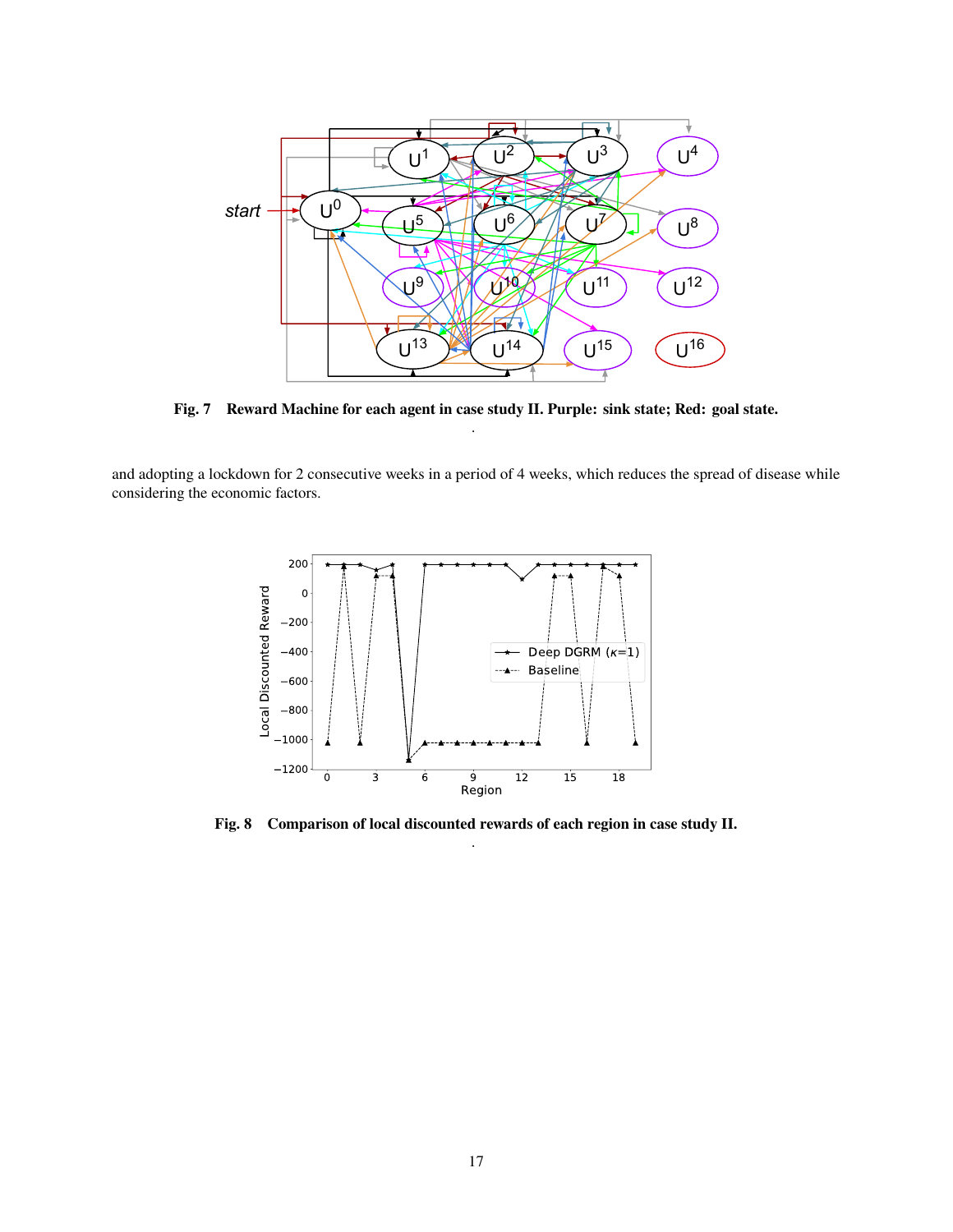**Fig. 7 Reward Machine for each agent in case study II. Purple: sink state; Red: goal state.**

and adopting a lockdown for 2 consecutive weeks in a period of 4 weeks, which reduces the spread of disease while considering the economic factors.

**Fig. 8 Comparison of local discounted rewards of each region in case study II.**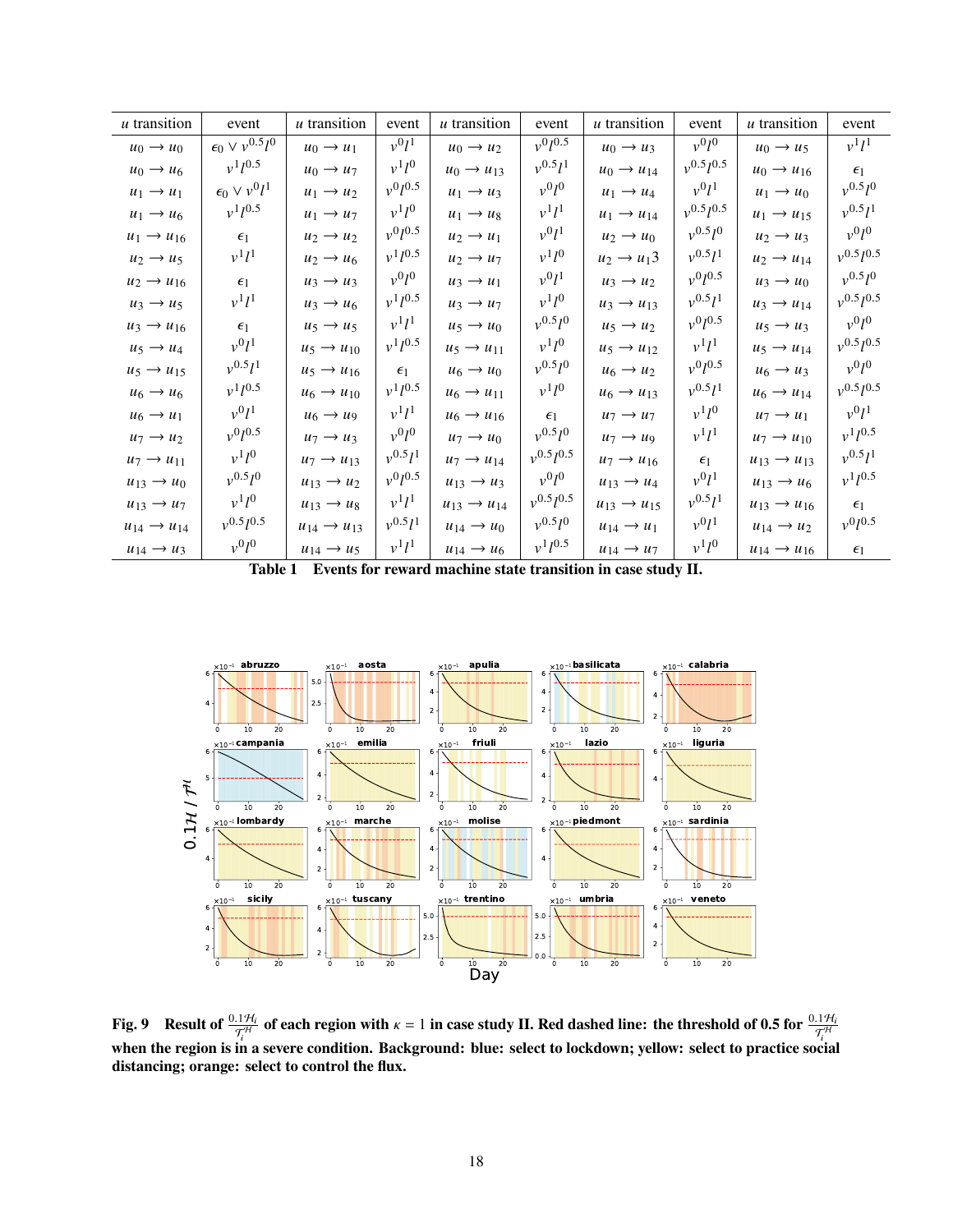| $u$ transition | event | $u$ transition | event | $u$ transition | event | $u$ transition | event | $u$ transition | event |
|---|---|---|---|---|---|---|---|---|---|
| $u_0 \to u_0$ | $\epsilon_0 \vee \nu^{0.5} l^0$ | $u_0 \to u_1$ | $\nu^0 l^1$ | $u_0 \to u_2$ | $\nu^0 l^{0.5}$ | $u_0 \to u_3$ | $\nu^0 l^0$ | $u_0 \to u_5$ | $\nu^1 l^1$ |
| $u_0 \to u_6$ | $\nu^1 l^{0.5}$ | $u_0 \to u_7$ | $\nu^1 l^0$ | $u_0 \to u_{13}$ | $\nu^{0.5} l^1$ | $u_0 \to u_{14}$ | $\nu^{0.5} l^{0.5}$ | $u_0 \to u_{16}$ | $\epsilon_1$ |
| $u_1 \to u_1$ | $\epsilon_0 \vee \nu^0 l^1$ | $u_1 \to u_2$ | $\nu^0 l^{0.5}$ | $u_1 \to u_3$ | $\nu^0 l^0$ | $u_1 \to u_4$ | $\nu^0 l^1$ | $u_1 \to u_0$ | $\nu^{0.5} l^0$ |
| $u_1 \to u_6$ | $\nu^1 l^{0.5}$ | $u_1 \to u_7$ | $\nu^1 l^0$ | $u_1 \to u_8$ | $\nu^1 l^1$ | $u_1 \to u_{14}$ | $\nu^{0.5} l^{0.5}$ | $u_1 \to u_{15}$ | $\nu^{0.5} l^1$ |
| $u_1 \to u_{16}$ | $\epsilon_1$ | $u_2 \to u_2$ | $\nu^0 l^{0.5}$ | $u_2 \to u_1$ | $\nu^0 l^1$ | $u_2 \to u_0$ | $\nu^{0.5} l^0$ | $u_2 \to u_3$ | $\nu^0 l^0$ |
| $u_2 \to u_5$ | $\nu^1 l^1$ | $u_2 \to u_6$ | $\nu^1 l^{0.5}$ | $u_2 \to u_7$ | $\nu^1 l^0$ | $u_2 \to u_13$ | $\nu^{0.5} l^1$ | $u_2 \to u_{14}$ | $\nu^{0.5} l^{0.5}$ |
| $u_2 \to u_{16}$ | $\epsilon_1$ | $u_3 \to u_3$ | $\nu^0 l^0$ | $u_3 \to u_1$ | $\nu^0 l^1$ | $u_3 \to u_2$ | $\nu^0 l^{0.5}$ | $u_3 \to u_0$ | $\nu^{0.5} l^0$ |
| $u_3 \to u_5$ | $\nu^1 l^1$ | $u_3 \to u_6$ | $\nu^1 l^{0.5}$ | $u_3 \to u_7$ | $\nu^1 l^0$ | $u_3 \to u_{13}$ | $\nu^{0.5} l^1$ | $u_3 \to u_{14}$ | $\nu^{0.5} l^{0.5}$ |
| $u_3 \to u_{16}$ | $\epsilon_1$ | $u_5 \to u_5$ | $\nu^1 l^1$ | $u_5 \to u_0$ | $\nu^{0.5} l^0$ | $u_5 \to u_2$ | $\nu^0 l^{0.5}$ | $u_5 \to u_3$ | $\nu^0 l^0$ |
| $u_5 \to u_4$ | $\nu^0 l^1$ | $u_5 \to u_{10}$ | $\nu^1 l^{0.5}$ | $u_5 \to u_{11}$ | $\nu^1 l^0$ | $u_5 \to u_{12}$ | $\nu^1 l^1$ | $u_5 \to u_{14}$ | $\nu^{0.5} l^{0.5}$ |
| $u_5 \to u_{15}$ | $\nu^{0.5} l^1$ | $u_5 \to u_{16}$ | $\epsilon_1$ | $u_6 \to u_0$ | $\nu^{0.5} l^0$ | $u_6 \to u_2$ | $\nu^0 l^{0.5}$ | $u_6 \to u_3$ | $\nu^0 l^0$ |
| $u_6 \to u_6$ | $\nu^1 l^{0.5}$ | $u_6 \to u_{10}$ | $\nu^1 l^{0.5}$ | $u_6 \to u_{11}$ | $\nu^1 l^0$ | $u_6 \to u_{13}$ | $\nu^{0.5} l^1$ | $u_6 \to u_{14}$ | $\nu^{0.5} l^{0.5}$ |
| $u_6 \to u_1$ | $\nu^0 l^1$ | $u_6 \to u_9$ | $\nu^1 l^1$ | $u_6 \to u_{16}$ | $\epsilon_1$ | $u_7 \to u_7$ | $\nu^1 l^0$ | $u_7 \to u_1$ | $\nu^0 l^1$ |
| $u_7 \to u_2$ | $\nu^0 l^{0.5}$ | $u_7 \to u_3$ | $\nu^0 l^0$ | $u_7 \to u_0$ | $\nu^{0.5} l^0$ | $u_7 \to u_9$ | $\nu^1 l^1$ | $u_7 \to u_{10}$ | $\nu^1 l^{0.5}$ |
| $u_7 \to u_{11}$ | $\nu^1 l^0$ | $u_7 \to u_{13}$ | $\nu^{0.5} l^1$ | $u_7 \to u_{14}$ | $\nu^{0.5} l^{0.5}$ | $u_7 \to u_{16}$ | $\epsilon_1$ | $u_{13} \to u_{13}$ | $\nu^{0.5} l^1$ |
| $u_{13} \to u_0$ | $\nu^{0.5} l^0$ | $u_{13} \to u_2$ | $\nu^0 l^{0.5}$ | $u_{13} \to u_3$ | $\nu^0 l^0$ | $u_{13} \to u_4$ | $\nu^0 l^1$ | $u_{13} \to u_6$ | $\nu^1 l^{0.5}$ |
| $u_{13} \to u_7$ | $\nu^1 l^0$ | $u_{13} \to u_8$ | $\nu^1 l^1$ | $u_{13} \to u_{14}$ | $\nu^{0.5} l^{0.5}$ | $u_{13} \to u_{15}$ | $\nu^{0.5} l^1$ | $u_{13} \to u_{16}$ | $\epsilon_1$ |
| $u_{14} \to u_{14}$ | $\nu^{0.5} l^{0.5}$ | $u_{14} \to u_{13}$ | $\nu^{0.5} l^1$ | $u_{14} \to u_0$ | $\nu^{0.5} l^0$ | $u_{14} \to u_1$ | $\nu^0 l^1$ | $u_{14} \to u_2$ | $\nu^0 l^{0.5}$ |
| $u_{14} \to u_3$ | $\nu^0 l^0$ | $u_{14} \to u_5$ | $\nu^1 l^1$ | $u_{14} \to u_6$ | $\nu^1 l^{0.5}$ | $u_{14} \to u_7$ | $\nu^1 l^0$ | $u_{14} \to u_{16}$ | $\epsilon_1$ |

**Table 1 Events for reward machine state transition in case study II.**

abruzzo, aosta, apulia, basilicata, calabria, campania, emilia, friuli, lazio, liguria, lombardy, marche, molise, piedmont, sardinia, sicily, tuscany, trentino, umbria, veneto

$0.1\mathcal{H} / \mathcal{T}^{\mathcal{H}}$

Day

**Fig. 9 Result of $\frac{0.1\mathcal{H}_i}{\mathcal{T}_i^{\mathcal{H}}}$ of each region with $\kappa = 1$ in case study II. Red dashed line: the threshold of 0.5 for $\frac{0.1\mathcal{H}_i}{\mathcal{T}_i^{\mathcal{H}}}$ when the region is in a severe condition. Background: blue: select to lockdown; yellow: select to practice social distancing; orange: select to control the flux.**